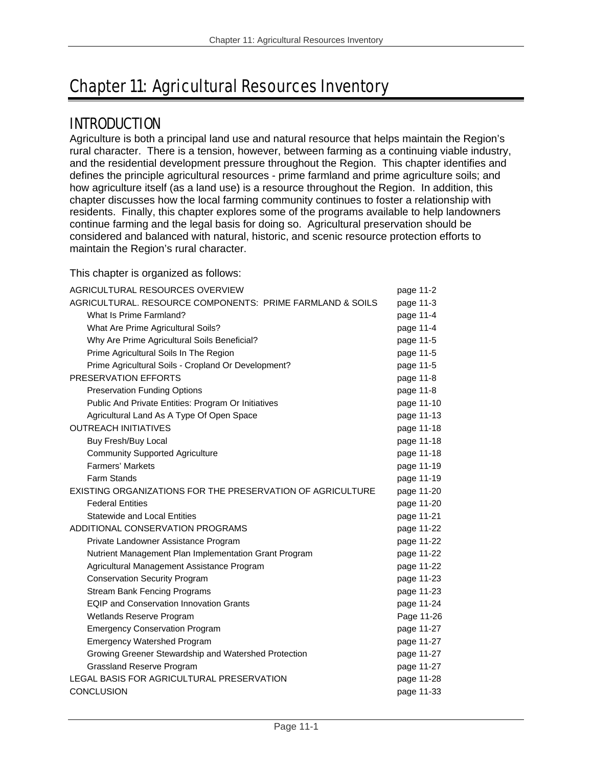# Chapter 11: Agricultural Resources Inventory

## INTRODUCTION

Agriculture is both a principal land use and natural resource that helps maintain the Region's rural character. There is a tension, however, between farming as a continuing viable industry, and the residential development pressure throughout the Region. This chapter identifies and defines the principle agricultural resources - prime farmland and prime agriculture soils; and how agriculture itself (as a land use) is a resource throughout the Region. In addition, this chapter discusses how the local farming community continues to foster a relationship with residents. Finally, this chapter explores some of the programs available to help landowners continue farming and the legal basis for doing so. Agricultural preservation should be considered and balanced with natural, historic, and scenic resource protection efforts to maintain the Region's rural character.

This chapter is organized as follows:

| | |
|---|---|
| AGRICULTURAL RESOURCES OVERVIEW | page 11-2 |
| AGRICULTURAL. RESOURCE COMPONENTS: PRIME FARMLAND & SOILS | page 11-3 |
| What Is Prime Farmland? | page 11-4 |
| What Are Prime Agricultural Soils? | page 11-4 |
| Why Are Prime Agricultural Soils Beneficial? | page 11-5 |
| Prime Agricultural Soils In The Region | page 11-5 |
| Prime Agricultural Soils - Cropland Or Development? | page 11-5 |
| PRESERVATION EFFORTS | page 11-8 |
| Preservation Funding Options | page 11-8 |
| Public And Private Entities: Program Or Initiatives | page 11-10 |
| Agricultural Land As A Type Of Open Space | page 11-13 |
| OUTREACH INITIATIVES | page 11-18 |
| Buy Fresh/Buy Local | page 11-18 |
| Community Supported Agriculture | page 11-18 |
| Farmers' Markets | page 11-19 |
| Farm Stands | page 11-19 |
| EXISTING ORGANIZATIONS FOR THE PRESERVATION OF AGRICULTURE | page 11-20 |
| Federal Entities | page 11-20 |
| Statewide and Local Entities | page 11-21 |
| ADDITIONAL CONSERVATION PROGRAMS | page 11-22 |
| Private Landowner Assistance Program | page 11-22 |
| Nutrient Management Plan Implementation Grant Program | page 11-22 |
| Agricultural Management Assistance Program | page 11-22 |
| Conservation Security Program | page 11-23 |
| Stream Bank Fencing Programs | page 11-23 |
| EQIP and Conservation Innovation Grants | page 11-24 |
| Wetlands Reserve Program | Page 11-26 |
| Emergency Conservation Program | page 11-27 |
| Emergency Watershed Program | page 11-27 |
| Growing Greener Stewardship and Watershed Protection | page 11-27 |
| Grassland Reserve Program | page 11-27 |
| LEGAL BASIS FOR AGRICULTURAL PRESERVATION | page 11-28 |
| CONCLUSION | page 11-33 |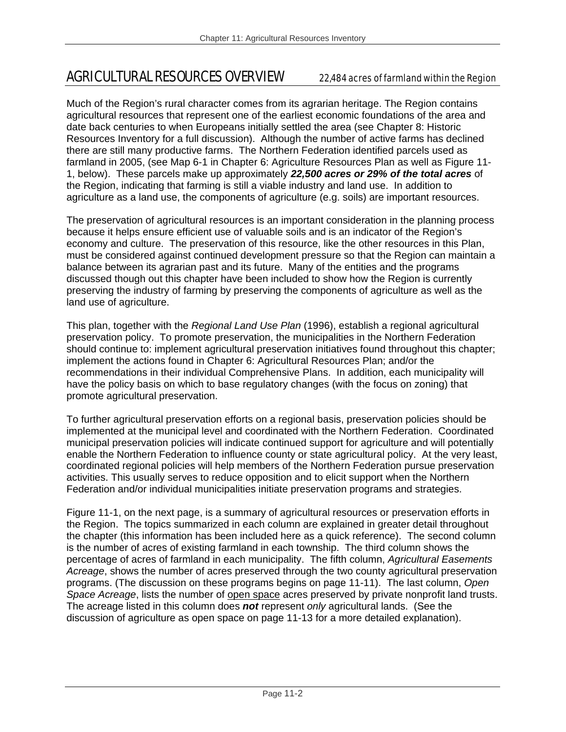## AGRICULTURAL RESOURCES OVERVIEW *22,484 acres of farmland within the Region*

Much of the Region's rural character comes from its agrarian heritage. The Region contains agricultural resources that represent one of the earliest economic foundations of the area and date back centuries to when Europeans initially settled the area (see Chapter 8: Historic Resources Inventory for a full discussion). Although the number of active farms has declined there are still many productive farms. The Northern Federation identified parcels used as farmland in 2005, (see Map 6-1 in Chapter 6: Agriculture Resources Plan as well as Figure 11-1, below). These parcels make up approximately ***22,500 acres or 29% of the total acres*** of the Region, indicating that farming is still a viable industry and land use. In addition to agriculture as a land use, the components of agriculture (e.g. soils) are important resources.

The preservation of agricultural resources is an important consideration in the planning process because it helps ensure efficient use of valuable soils and is an indicator of the Region's economy and culture. The preservation of this resource, like the other resources in this Plan, must be considered against continued development pressure so that the Region can maintain a balance between its agrarian past and its future. Many of the entities and the programs discussed though out this chapter have been included to show how the Region is currently preserving the industry of farming by preserving the components of agriculture as well as the land use of agriculture.

This plan, together with the *Regional Land Use Plan* (1996), establish a regional agricultural preservation policy. To promote preservation, the municipalities in the Northern Federation should continue to: implement agricultural preservation initiatives found throughout this chapter; implement the actions found in Chapter 6: Agricultural Resources Plan; and/or the recommendations in their individual Comprehensive Plans. In addition, each municipality will have the policy basis on which to base regulatory changes (with the focus on zoning) that promote agricultural preservation.

To further agricultural preservation efforts on a regional basis, preservation policies should be implemented at the municipal level and coordinated with the Northern Federation. Coordinated municipal preservation policies will indicate continued support for agriculture and will potentially enable the Northern Federation to influence county or state agricultural policy. At the very least, coordinated regional policies will help members of the Northern Federation pursue preservation activities. This usually serves to reduce opposition and to elicit support when the Northern Federation and/or individual municipalities initiate preservation programs and strategies.

Figure 11-1, on the next page, is a summary of agricultural resources or preservation efforts in the Region. The topics summarized in each column are explained in greater detail throughout the chapter (this information has been included here as a quick reference). The second column is the number of acres of existing farmland in each township. The third column shows the percentage of acres of farmland in each municipality. The fifth column, *Agricultural Easements Acreage*, shows the number of acres preserved through the two county agricultural preservation programs. (The discussion on these programs begins on page 11-11). The last column, *Open Space Acreage*, lists the number of open space acres preserved by private nonprofit land trusts. The acreage listed in this column does ***not*** represent *only* agricultural lands. (See the discussion of agriculture as open space on page 11-13 for a more detailed explanation).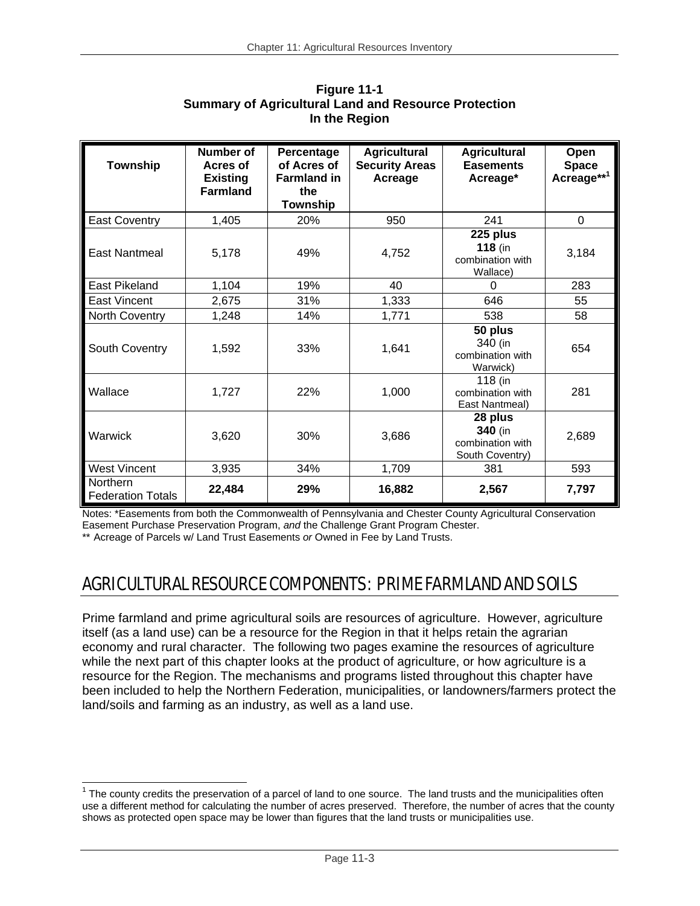**Figure 11-1**
**Summary of Agricultural Land and Resource Protection In the Region**

| Township | Number of Acres of Existing Farmland | Percentage of Acres of Farmland in the Township | Agricultural Security Areas Acreage | Agricultural Easements Acreage* | Open Space Acreage**[1] |
|---|---|---|---|---|---|
| East Coventry | 1,405 | 20% | 950 | 241 | 0 |
| East Nantmeal | 5,178 | 49% | 4,752 | **225 plus 118** (in combination with Wallace) | 3,184 |
| East Pikeland | 1,104 | 19% | 40 | 0 | 283 |
| East Vincent | 2,675 | 31% | 1,333 | 646 | 55 |
| North Coventry | 1,248 | 14% | 1,771 | 538 | 58 |
| South Coventry | 1,592 | 33% | 1,641 | **50 plus** 340 (in combination with Warwick) | 654 |
| Wallace | 1,727 | 22% | 1,000 | 118 (in combination with East Nantmeal) | 281 |
| Warwick | 3,620 | 30% | 3,686 | **28 plus 340** (in combination with South Coventry) | 2,689 |
| West Vincent | 3,935 | 34% | 1,709 | 381 | 593 |
| Northern Federation Totals | **22,484** | **29%** | **16,882** | **2,567** | **7,797** |

Notes: *Easements from both the Commonwealth of Pennsylvania and Chester County Agricultural Conservation Easement Purchase Preservation Program, *and* the Challenge Grant Program Chester.
** Acreage of Parcels w/ Land Trust Easements *or* Owned in Fee by Land Trusts.

## AGRICULTURAL RESOURCE COMPONENTS: PRIME FARMLAND AND SOILS

Prime farmland and prime agricultural soils are resources of agriculture. However, agriculture itself (as a land use) can be a resource for the Region in that it helps retain the agrarian economy and rural character. The following two pages examine the resources of agriculture while the next part of this chapter looks at the product of agriculture, or how agriculture is a resource for the Region. The mechanisms and programs listed throughout this chapter have been included to help the Northern Federation, municipalities, or landowners/farmers protect the land/soils and farming as an industry, as well as a land use.

[1] The county credits the preservation of a parcel of land to one source. The land trusts and the municipalities often use a different method for calculating the number of acres preserved. Therefore, the number of acres that the county shows as protected open space may be lower than figures that the land trusts or municipalities use.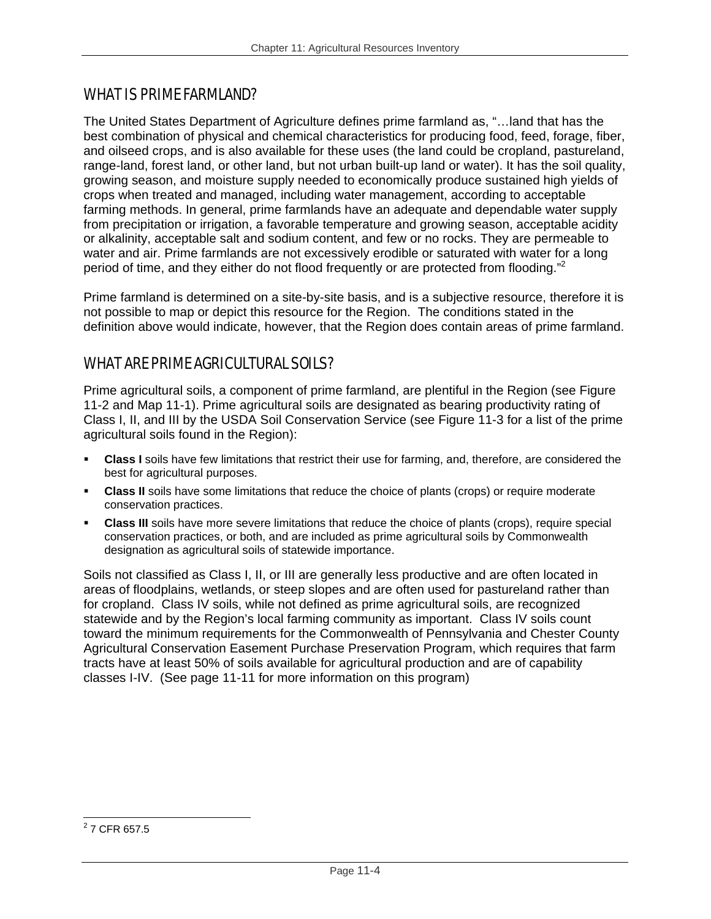## WHAT IS PRIME FARMLAND?

The United States Department of Agriculture defines prime farmland as, "…land that has the best combination of physical and chemical characteristics for producing food, feed, forage, fiber, and oilseed crops, and is also available for these uses (the land could be cropland, pastureland, range-land, forest land, or other land, but not urban built-up land or water). It has the soil quality, growing season, and moisture supply needed to economically produce sustained high yields of crops when treated and managed, including water management, according to acceptable farming methods. In general, prime farmlands have an adequate and dependable water supply from precipitation or irrigation, a favorable temperature and growing season, acceptable acidity or alkalinity, acceptable salt and sodium content, and few or no rocks. They are permeable to water and air. Prime farmlands are not excessively erodible or saturated with water for a long period of time, and they either do not flood frequently or are protected from flooding."[2]

Prime farmland is determined on a site-by-site basis, and is a subjective resource, therefore it is not possible to map or depict this resource for the Region. The conditions stated in the definition above would indicate, however, that the Region does contain areas of prime farmland.

## WHAT ARE PRIME AGRICULTURAL SOILS?

Prime agricultural soils, a component of prime farmland, are plentiful in the Region (see Figure 11-2 and Map 11-1). Prime agricultural soils are designated as bearing productivity rating of Class I, II, and III by the USDA Soil Conservation Service (see Figure 11-3 for a list of the prime agricultural soils found in the Region):

- **Class I** soils have few limitations that restrict their use for farming, and, therefore, are considered the best for agricultural purposes.
- **Class II** soils have some limitations that reduce the choice of plants (crops) or require moderate conservation practices.
- **Class III** soils have more severe limitations that reduce the choice of plants (crops), require special conservation practices, or both, and are included as prime agricultural soils by Commonwealth designation as agricultural soils of statewide importance.

Soils not classified as Class I, II, or III are generally less productive and are often located in areas of floodplains, wetlands, or steep slopes and are often used for pastureland rather than for cropland. Class IV soils, while not defined as prime agricultural soils, are recognized statewide and by the Region's local farming community as important. Class IV soils count toward the minimum requirements for the Commonwealth of Pennsylvania and Chester County Agricultural Conservation Easement Purchase Preservation Program, which requires that farm tracts have at least 50% of soils available for agricultural production and are of capability classes I-IV. (See page 11-11 for more information on this program)

[2] 7 CFR 657.5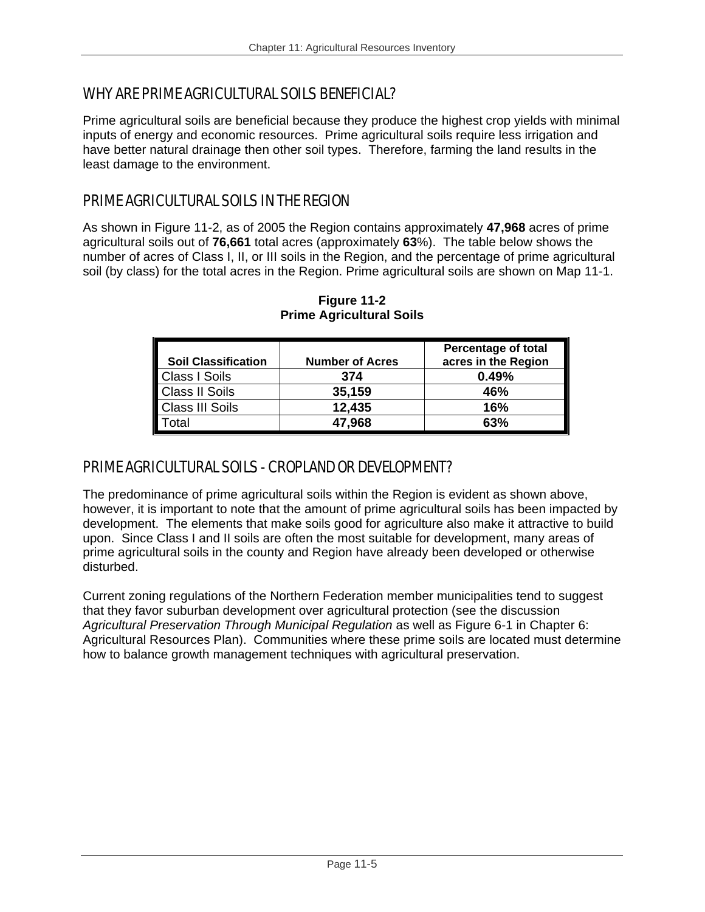## WHY ARE PRIME AGRICULTURAL SOILS BENEFICIAL?

Prime agricultural soils are beneficial because they produce the highest crop yields with minimal inputs of energy and economic resources. Prime agricultural soils require less irrigation and have better natural drainage then other soil types. Therefore, farming the land results in the least damage to the environment.

## PRIME AGRICULTURAL SOILS IN THE REGION

As shown in Figure 11-2, as of 2005 the Region contains approximately **47,968** acres of prime agricultural soils out of **76,661** total acres (approximately **63**%). The table below shows the number of acres of Class I, II, or III soils in the Region, and the percentage of prime agricultural soil (by class) for the total acres in the Region. Prime agricultural soils are shown on Map 11-1.

**Figure 11-2**
**Prime Agricultural Soils**

| Soil Classification | Number of Acres | Percentage of total acres in the Region |
|---|---|---|
| Class I Soils | **374** | **0.49%** |
| Class II Soils | **35,159** | **46%** |
| Class III Soils | **12,435** | **16%** |
| Total | **47,968** | **63%** |

## PRIME AGRICULTURAL SOILS - CROPLAND OR DEVELOPMENT?

The predominance of prime agricultural soils within the Region is evident as shown above, however, it is important to note that the amount of prime agricultural soils has been impacted by development. The elements that make soils good for agriculture also make it attractive to build upon. Since Class I and II soils are often the most suitable for development, many areas of prime agricultural soils in the county and Region have already been developed or otherwise disturbed.

Current zoning regulations of the Northern Federation member municipalities tend to suggest that they favor suburban development over agricultural protection (see the discussion *Agricultural Preservation Through Municipal Regulation* as well as Figure 6-1 in Chapter 6: Agricultural Resources Plan). Communities where these prime soils are located must determine how to balance growth management techniques with agricultural preservation.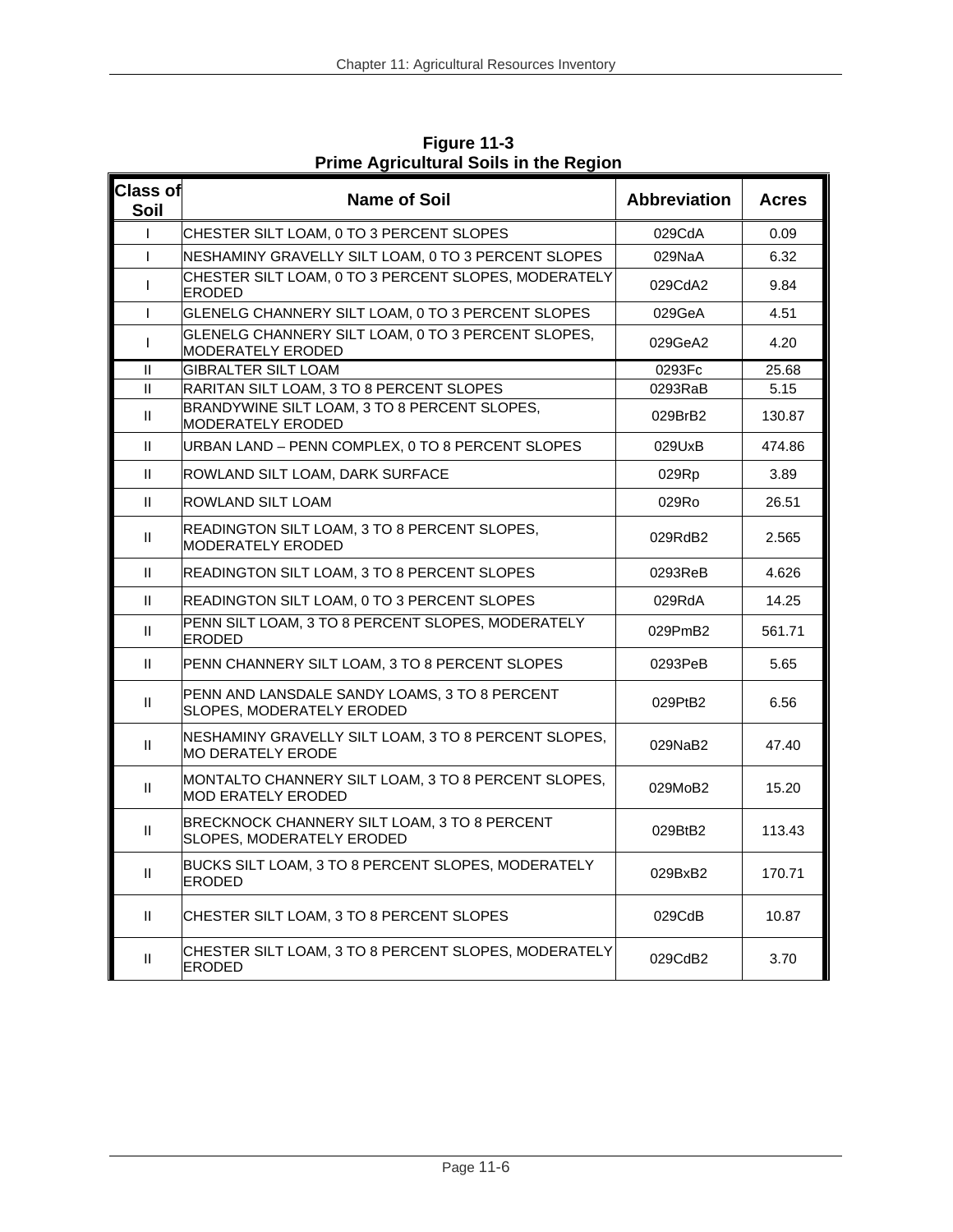**Figure 11-3**
**Prime Agricultural Soils in the Region**

| Class of Soil | Name of Soil | Abbreviation | Acres |
|---|---|---|---|
| I | CHESTER SILT LOAM, 0 TO 3 PERCENT SLOPES | 029CdA | 0.09 |
| I | NESHAMINY GRAVELLY SILT LOAM, 0 TO 3 PERCENT SLOPES | 029NaA | 6.32 |
| I | CHESTER SILT LOAM, 0 TO 3 PERCENT SLOPES, MODERATELY ERODED | 029CdA2 | 9.84 |
| I | GLENELG CHANNERY SILT LOAM, 0 TO 3 PERCENT SLOPES | 029GeA | 4.51 |
| I | GLENELG CHANNERY SILT LOAM, 0 TO 3 PERCENT SLOPES, MODERATELY ERODED | 029GeA2 | 4.20 |
| II | GIBRALTER SILT LOAM | 0293Fc | 25.68 |
| II | RARITAN SILT LOAM, 3 TO 8 PERCENT SLOPES | 0293RaB | 5.15 |
| II | BRANDYWINE SILT LOAM, 3 TO 8 PERCENT SLOPES, MODERATELY ERODED | 029BrB2 | 130.87 |
| II | URBAN LAND – PENN COMPLEX, 0 TO 8 PERCENT SLOPES | 029UxB | 474.86 |
| II | ROWLAND SILT LOAM, DARK SURFACE | 029Rp | 3.89 |
| II | ROWLAND SILT LOAM | 029Ro | 26.51 |
| II | READINGTON SILT LOAM, 3 TO 8 PERCENT SLOPES, MODERATELY ERODED | 029RdB2 | 2.565 |
| II | READINGTON SILT LOAM, 3 TO 8 PERCENT SLOPES | 0293ReB | 4.626 |
| II | READINGTON SILT LOAM, 0 TO 3 PERCENT SLOPES | 029RdA | 14.25 |
| II | PENN SILT LOAM, 3 TO 8 PERCENT SLOPES, MODERATELY ERODED | 029PmB2 | 561.71 |
| II | PENN CHANNERY SILT LOAM, 3 TO 8 PERCENT SLOPES | 0293PeB | 5.65 |
| II | PENN AND LANSDALE SANDY LOAMS, 3 TO 8 PERCENT SLOPES, MODERATELY ERODED | 029PtB2 | 6.56 |
| II | NESHAMINY GRAVELLY SILT LOAM, 3 TO 8 PERCENT SLOPES, MO DERATELY ERODE | 029NaB2 | 47.40 |
| II | MONTALTO CHANNERY SILT LOAM, 3 TO 8 PERCENT SLOPES, MOD ERATELY ERODED | 029MoB2 | 15.20 |
| II | BRECKNOCK CHANNERY SILT LOAM, 3 TO 8 PERCENT SLOPES, MODERATELY ERODED | 029BtB2 | 113.43 |
| II | BUCKS SILT LOAM, 3 TO 8 PERCENT SLOPES, MODERATELY ERODED | 029BxB2 | 170.71 |
| II | CHESTER SILT LOAM, 3 TO 8 PERCENT SLOPES | 029CdB | 10.87 |
| II | CHESTER SILT LOAM, 3 TO 8 PERCENT SLOPES, MODERATELY ERODED | 029CdB2 | 3.70 |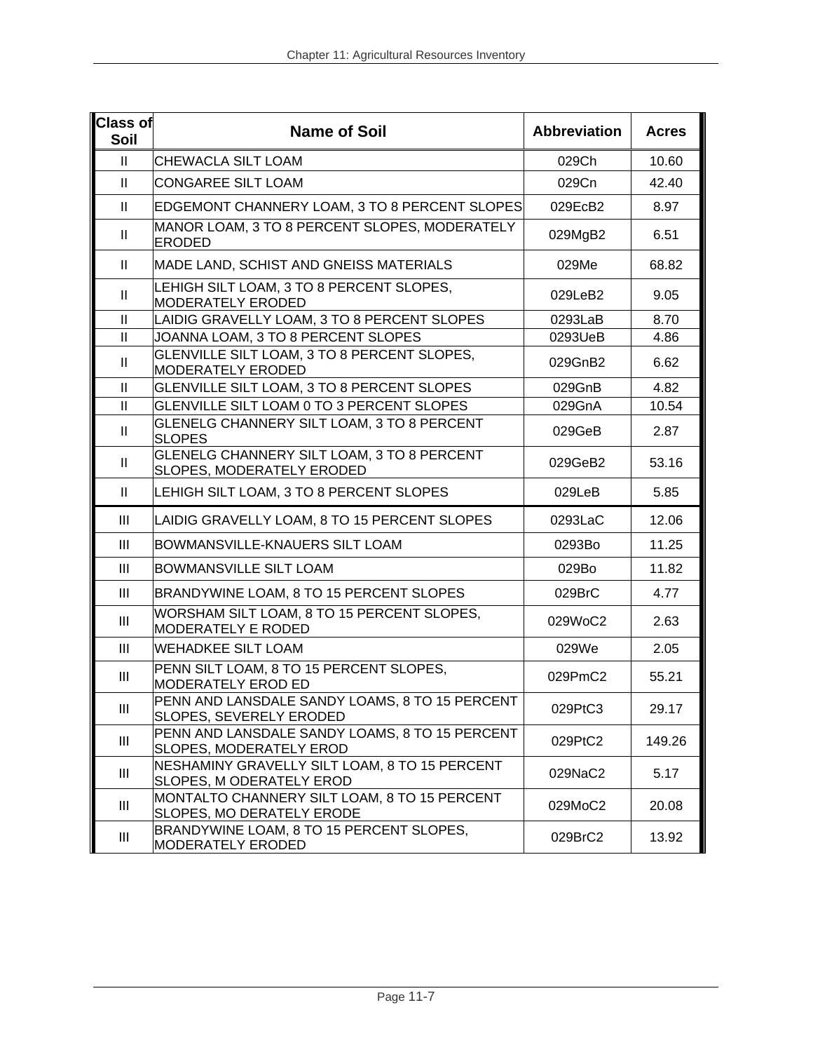| Class of Soil | Name of Soil | Abbreviation | Acres |
|---|---|---|---|
| II | CHEWACLA SILT LOAM | 029Ch | 10.60 |
| II | CONGAREE SILT LOAM | 029Cn | 42.40 |
| II | EDGEMONT CHANNERY LOAM, 3 TO 8 PERCENT SLOPES | 029EcB2 | 8.97 |
| II | MANOR LOAM, 3 TO 8 PERCENT SLOPES, MODERATELY ERODED | 029MgB2 | 6.51 |
| II | MADE LAND, SCHIST AND GNEISS MATERIALS | 029Me | 68.82 |
| II | LEHIGH SILT LOAM, 3 TO 8 PERCENT SLOPES, MODERATELY ERODED | 029LeB2 | 9.05 |
| II | LAIDIG GRAVELLY LOAM, 3 TO 8 PERCENT SLOPES | 0293LaB | 8.70 |
| II | JOANNA LOAM, 3 TO 8 PERCENT SLOPES | 0293UeB | 4.86 |
| II | GLENVILLE SILT LOAM, 3 TO 8 PERCENT SLOPES, MODERATELY ERODED | 029GnB2 | 6.62 |
| II | GLENVILLE SILT LOAM, 3 TO 8 PERCENT SLOPES | 029GnB | 4.82 |
| II | GLENVILLE SILT LOAM 0 TO 3 PERCENT SLOPES | 029GnA | 10.54 |
| II | GLENELG CHANNERY SILT LOAM, 3 TO 8 PERCENT SLOPES | 029GeB | 2.87 |
| II | GLENELG CHANNERY SILT LOAM, 3 TO 8 PERCENT SLOPES, MODERATELY ERODED | 029GeB2 | 53.16 |
| II | LEHIGH SILT LOAM, 3 TO 8 PERCENT SLOPES | 029LeB | 5.85 |
| III | LAIDIG GRAVELLY LOAM, 8 TO 15 PERCENT SLOPES | 0293LaC | 12.06 |
| III | BOWMANSVILLE-KNAUERS SILT LOAM | 0293Bo | 11.25 |
| III | BOWMANSVILLE SILT LOAM | 029Bo | 11.82 |
| III | BRANDYWINE LOAM, 8 TO 15 PERCENT SLOPES | 029BrC | 4.77 |
| III | WORSHAM SILT LOAM, 8 TO 15 PERCENT SLOPES, MODERATELY E RODED | 029WoC2 | 2.63 |
| III | WEHADKEE SILT LOAM | 029We | 2.05 |
| III | PENN SILT LOAM, 8 TO 15 PERCENT SLOPES, MODERATELY EROD ED | 029PmC2 | 55.21 |
| III | PENN AND LANSDALE SANDY LOAMS, 8 TO 15 PERCENT SLOPES, SEVERELY ERODED | 029PtC3 | 29.17 |
| III | PENN AND LANSDALE SANDY LOAMS, 8 TO 15 PERCENT SLOPES, MODERATELY EROD | 029PtC2 | 149.26 |
| III | NESHAMINY GRAVELLY SILT LOAM, 8 TO 15 PERCENT SLOPES, M ODERATELY EROD | 029NaC2 | 5.17 |
| III | MONTALTO CHANNERY SILT LOAM, 8 TO 15 PERCENT SLOPES, MO DERATELY ERODE | 029MoC2 | 20.08 |
| III | BRANDYWINE LOAM, 8 TO 15 PERCENT SLOPES, MODERATELY ERODED | 029BrC2 | 13.92 |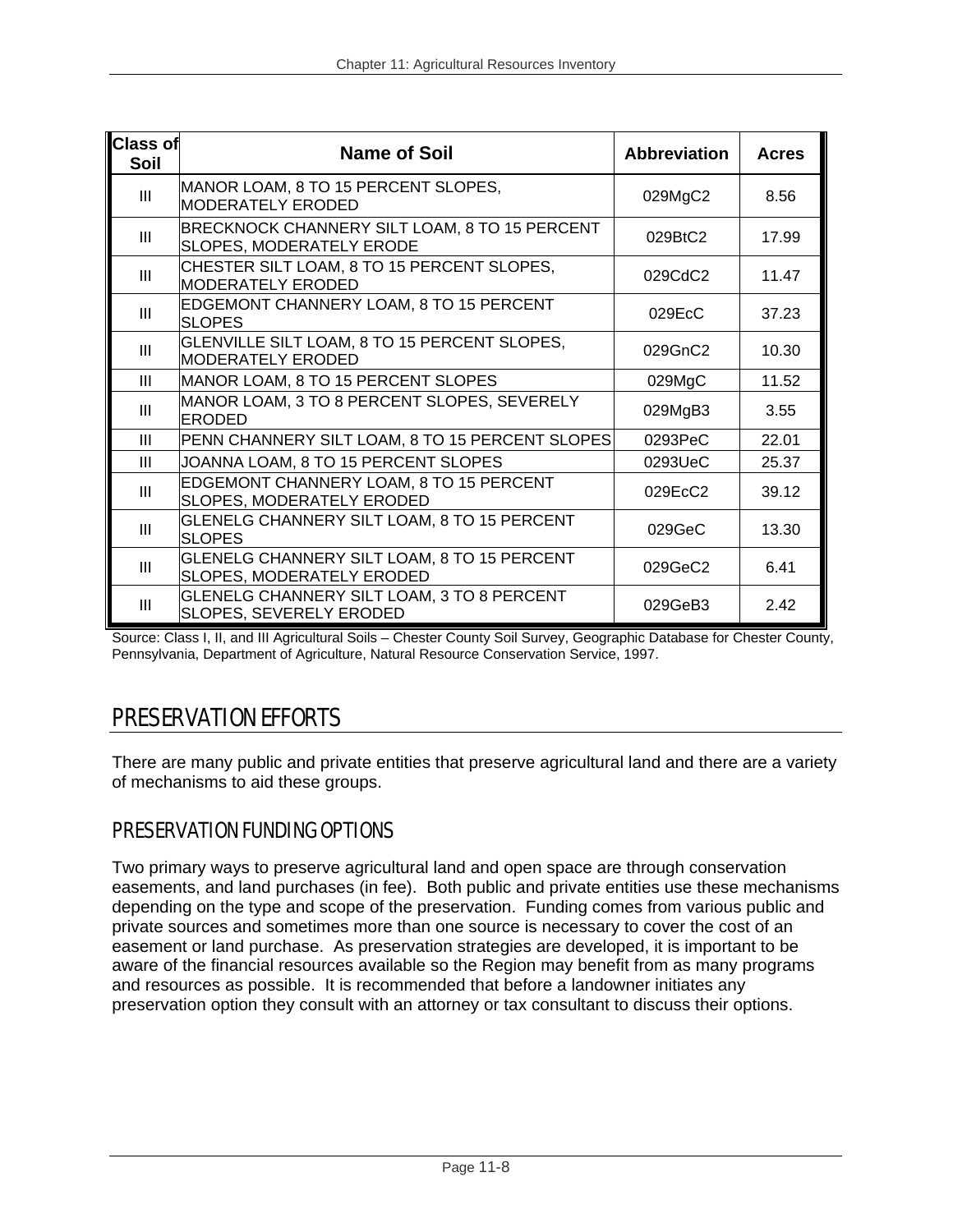| Class of Soil | Name of Soil | Abbreviation | Acres |
| --- | --- | --- | --- |
| III | MANOR LOAM, 8 TO 15 PERCENT SLOPES, MODERATELY ERODED | 029MgC2 | 8.56 |
| III | BRECKNOCK CHANNERY SILT LOAM, 8 TO 15 PERCENT SLOPES, MODERATELY ERODE | 029BtC2 | 17.99 |
| III | CHESTER SILT LOAM, 8 TO 15 PERCENT SLOPES, MODERATELY ERODED | 029CdC2 | 11.47 |
| III | EDGEMONT CHANNERY LOAM, 8 TO 15 PERCENT SLOPES | 029EcC | 37.23 |
| III | GLENVILLE SILT LOAM, 8 TO 15 PERCENT SLOPES, MODERATELY ERODED | 029GnC2 | 10.30 |
| III | MANOR LOAM, 8 TO 15 PERCENT SLOPES | 029MgC | 11.52 |
| III | MANOR LOAM, 3 TO 8 PERCENT SLOPES, SEVERELY ERODED | 029MgB3 | 3.55 |
| III | PENN CHANNERY SILT LOAM, 8 TO 15 PERCENT SLOPES | 0293PeC | 22.01 |
| III | JOANNA LOAM, 8 TO 15 PERCENT SLOPES | 0293UeC | 25.37 |
| III | EDGEMONT CHANNERY LOAM, 8 TO 15 PERCENT SLOPES, MODERATELY ERODED | 029EcC2 | 39.12 |
| III | GLENELG CHANNERY SILT LOAM, 8 TO 15 PERCENT SLOPES | 029GeC | 13.30 |
| III | GLENELG CHANNERY SILT LOAM, 8 TO 15 PERCENT SLOPES, MODERATELY ERODED | 029GeC2 | 6.41 |
| III | GLENELG CHANNERY SILT LOAM, 3 TO 8 PERCENT SLOPES, SEVERELY ERODED | 029GeB3 | 2.42 |

Source: Class I, II, and III Agricultural Soils – Chester County Soil Survey, Geographic Database for Chester County, Pennsylvania, Department of Agriculture, Natural Resource Conservation Service, 1997.

## PRESERVATION EFFORTS

There are many public and private entities that preserve agricultural land and there are a variety of mechanisms to aid these groups.

### PRESERVATION FUNDING OPTIONS

Two primary ways to preserve agricultural land and open space are through conservation easements, and land purchases (in fee). Both public and private entities use these mechanisms depending on the type and scope of the preservation. Funding comes from various public and private sources and sometimes more than one source is necessary to cover the cost of an easement or land purchase. As preservation strategies are developed, it is important to be aware of the financial resources available so the Region may benefit from as many programs and resources as possible. It is recommended that before a landowner initiates any preservation option they consult with an attorney or tax consultant to discuss their options.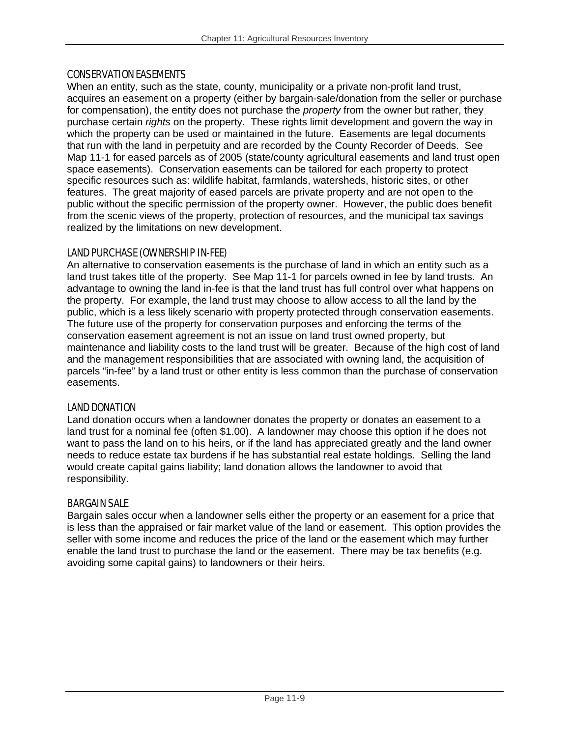## CONSERVATION EASEMENTS

When an entity, such as the state, county, municipality or a private non-profit land trust, acquires an easement on a property (either by bargain-sale/donation from the seller or purchase for compensation), the entity does not purchase the *property* from the owner but rather, they purchase certain *rights* on the property. These rights limit development and govern the way in which the property can be used or maintained in the future. Easements are legal documents that run with the land in perpetuity and are recorded by the County Recorder of Deeds. See Map 11-1 for eased parcels as of 2005 (state/county agricultural easements and land trust open space easements). Conservation easements can be tailored for each property to protect specific resources such as: wildlife habitat, farmlands, watersheds, historic sites, or other features. The great majority of eased parcels are private property and are not open to the public without the specific permission of the property owner. However, the public does benefit from the scenic views of the property, protection of resources, and the municipal tax savings realized by the limitations on new development.

## LAND PURCHASE (OWNERSHIP IN-FEE)

An alternative to conservation easements is the purchase of land in which an entity such as a land trust takes title of the property. See Map 11-1 for parcels owned in fee by land trusts. An advantage to owning the land in-fee is that the land trust has full control over what happens on the property. For example, the land trust may choose to allow access to all the land by the public, which is a less likely scenario with property protected through conservation easements. The future use of the property for conservation purposes and enforcing the terms of the conservation easement agreement is not an issue on land trust owned property, but maintenance and liability costs to the land trust will be greater. Because of the high cost of land and the management responsibilities that are associated with owning land, the acquisition of parcels "in-fee" by a land trust or other entity is less common than the purchase of conservation easements.

## LAND DONATION

Land donation occurs when a landowner donates the property or donates an easement to a land trust for a nominal fee (often $1.00). A landowner may choose this option if he does not want to pass the land on to his heirs, or if the land has appreciated greatly and the land owner needs to reduce estate tax burdens if he has substantial real estate holdings. Selling the land would create capital gains liability; land donation allows the landowner to avoid that responsibility.

## BARGAIN SALE

Bargain sales occur when a landowner sells either the property or an easement for a price that is less than the appraised or fair market value of the land or easement. This option provides the seller with some income and reduces the price of the land or the easement which may further enable the land trust to purchase the land or the easement. There may be tax benefits (e.g. avoiding some capital gains) to landowners or their heirs.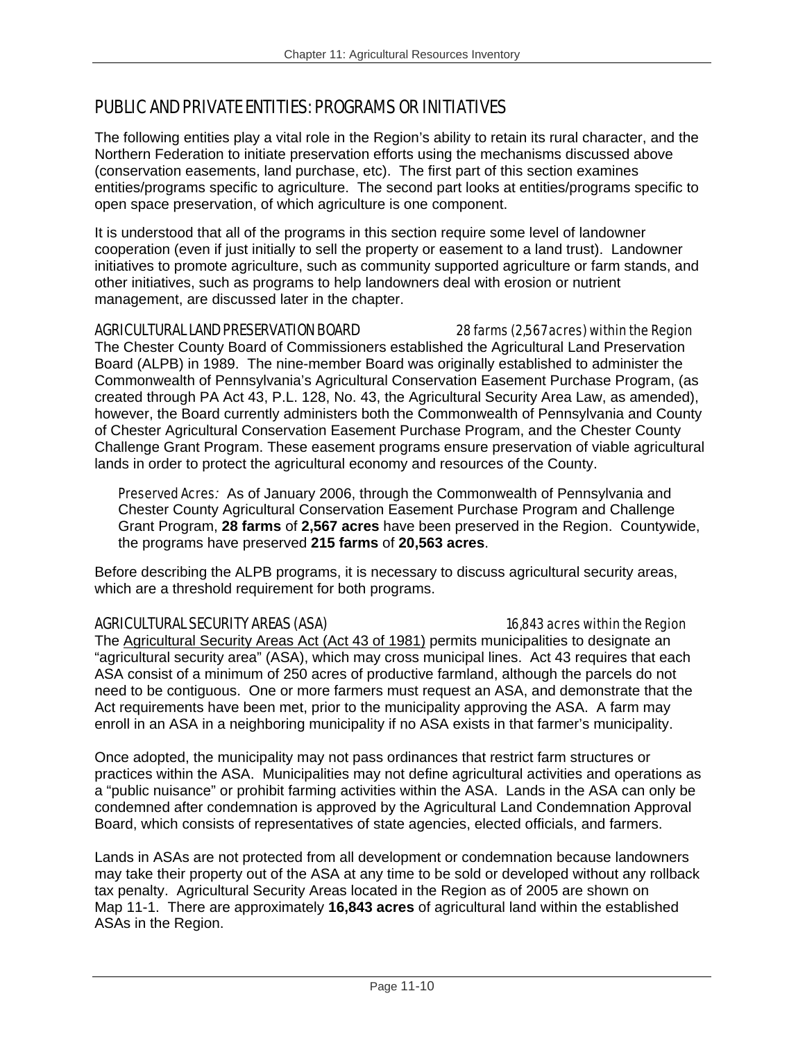## PUBLIC AND PRIVATE ENTITIES: PROGRAMS OR INITIATIVES

The following entities play a vital role in the Region's ability to retain its rural character, and the Northern Federation to initiate preservation efforts using the mechanisms discussed above (conservation easements, land purchase, etc). The first part of this section examines entities/programs specific to agriculture. The second part looks at entities/programs specific to open space preservation, of which agriculture is one component.

It is understood that all of the programs in this section require some level of landowner cooperation (even if just initially to sell the property or easement to a land trust). Landowner initiatives to promote agriculture, such as community supported agriculture or farm stands, and other initiatives, such as programs to help landowners deal with erosion or nutrient management, are discussed later in the chapter.

### AGRICULTURAL LAND PRESERVATION BOARD *28 farms (2,567 acres) within the Region*

The Chester County Board of Commissioners established the Agricultural Land Preservation Board (ALPB) in 1989. The nine-member Board was originally established to administer the Commonwealth of Pennsylvania's Agricultural Conservation Easement Purchase Program, (as created through PA Act 43, P.L. 128, No. 43, the Agricultural Security Area Law, as amended), however, the Board currently administers both the Commonwealth of Pennsylvania and County of Chester Agricultural Conservation Easement Purchase Program, and the Chester County Challenge Grant Program. These easement programs ensure preservation of viable agricultural lands in order to protect the agricultural economy and resources of the County.

> *Preserved Acres:* As of January 2006, through the Commonwealth of Pennsylvania and Chester County Agricultural Conservation Easement Purchase Program and Challenge Grant Program, **28 farms** of **2,567 acres** have been preserved in the Region. Countywide, the programs have preserved **215 farms** of **20,563 acres**.

Before describing the ALPB programs, it is necessary to discuss agricultural security areas, which are a threshold requirement for both programs.

### AGRICULTURAL SECURITY AREAS (ASA) *16,843 acres within the Region*

The Agricultural Security Areas Act (Act 43 of 1981) permits municipalities to designate an "agricultural security area" (ASA), which may cross municipal lines. Act 43 requires that each ASA consist of a minimum of 250 acres of productive farmland, although the parcels do not need to be contiguous. One or more farmers must request an ASA, and demonstrate that the Act requirements have been met, prior to the municipality approving the ASA. A farm may enroll in an ASA in a neighboring municipality if no ASA exists in that farmer's municipality.

Once adopted, the municipality may not pass ordinances that restrict farm structures or practices within the ASA. Municipalities may not define agricultural activities and operations as a "public nuisance" or prohibit farming activities within the ASA. Lands in the ASA can only be condemned after condemnation is approved by the Agricultural Land Condemnation Approval Board, which consists of representatives of state agencies, elected officials, and farmers.

Lands in ASAs are not protected from all development or condemnation because landowners may take their property out of the ASA at any time to be sold or developed without any rollback tax penalty. Agricultural Security Areas located in the Region as of 2005 are shown on Map 11-1. There are approximately **16,843 acres** of agricultural land within the established ASAs in the Region.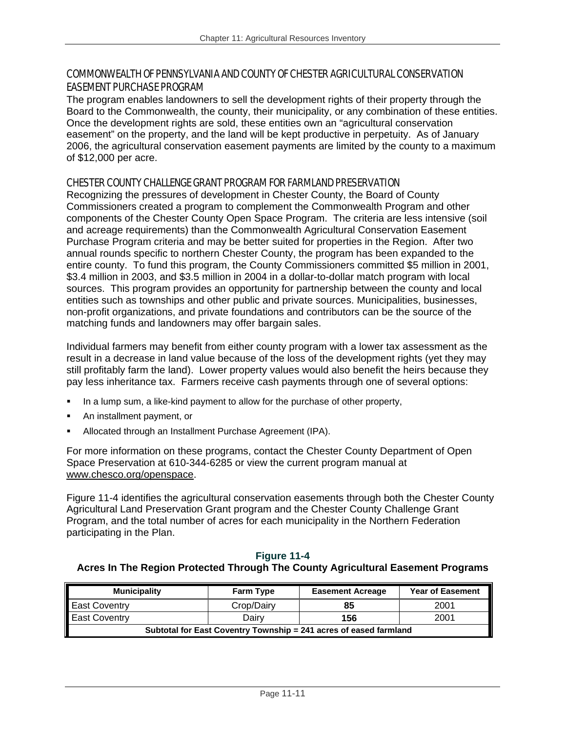### COMMONWEALTH OF PENNSYLVANIA AND COUNTY OF CHESTER AGRICULTURAL CONSERVATION EASEMENT PURCHASE PROGRAM

The program enables landowners to sell the development rights of their property through the Board to the Commonwealth, the county, their municipality, or any combination of these entities. Once the development rights are sold, these entities own an "agricultural conservation easement" on the property, and the land will be kept productive in perpetuity. As of January 2006, the agricultural conservation easement payments are limited by the county to a maximum of $12,000 per acre.

### CHESTER COUNTY CHALLENGE GRANT PROGRAM FOR FARMLAND PRESERVATION

Recognizing the pressures of development in Chester County, the Board of County Commissioners created a program to complement the Commonwealth Program and other components of the Chester County Open Space Program. The criteria are less intensive (soil and acreage requirements) than the Commonwealth Agricultural Conservation Easement Purchase Program criteria and may be better suited for properties in the Region. After two annual rounds specific to northern Chester County, the program has been expanded to the entire county. To fund this program, the County Commissioners committed $5 million in 2001, $3.4 million in 2003, and $3.5 million in 2004 in a dollar-to-dollar match program with local sources. This program provides an opportunity for partnership between the county and local entities such as townships and other public and private sources. Municipalities, businesses, non-profit organizations, and private foundations and contributors can be the source of the matching funds and landowners may offer bargain sales.

Individual farmers may benefit from either county program with a lower tax assessment as the result in a decrease in land value because of the loss of the development rights (yet they may still profitably farm the land). Lower property values would also benefit the heirs because they pay less inheritance tax. Farmers receive cash payments through one of several options:

- In a lump sum, a like-kind payment to allow for the purchase of other property,
- An installment payment, or
- Allocated through an Installment Purchase Agreement (IPA).

For more information on these programs, contact the Chester County Department of Open Space Preservation at 610-344-6285 or view the current program manual at www.chesco.org/openspace.

Figure 11-4 identifies the agricultural conservation easements through both the Chester County Agricultural Land Preservation Grant program and the Chester County Challenge Grant Program, and the total number of acres for each municipality in the Northern Federation participating in the Plan.

**Figure 11-4**
**Acres In The Region Protected Through The County Agricultural Easement Programs**

| Municipality | Farm Type | Easement Acreage | Year of Easement |
|---|---|---|---|
| East Coventry | Crop/Dairy | **85** | 2001 |
| East Coventry | Dairy | **156** | 2001 |
| **Subtotal for East Coventry Township = 241 acres of eased farmland** | | | |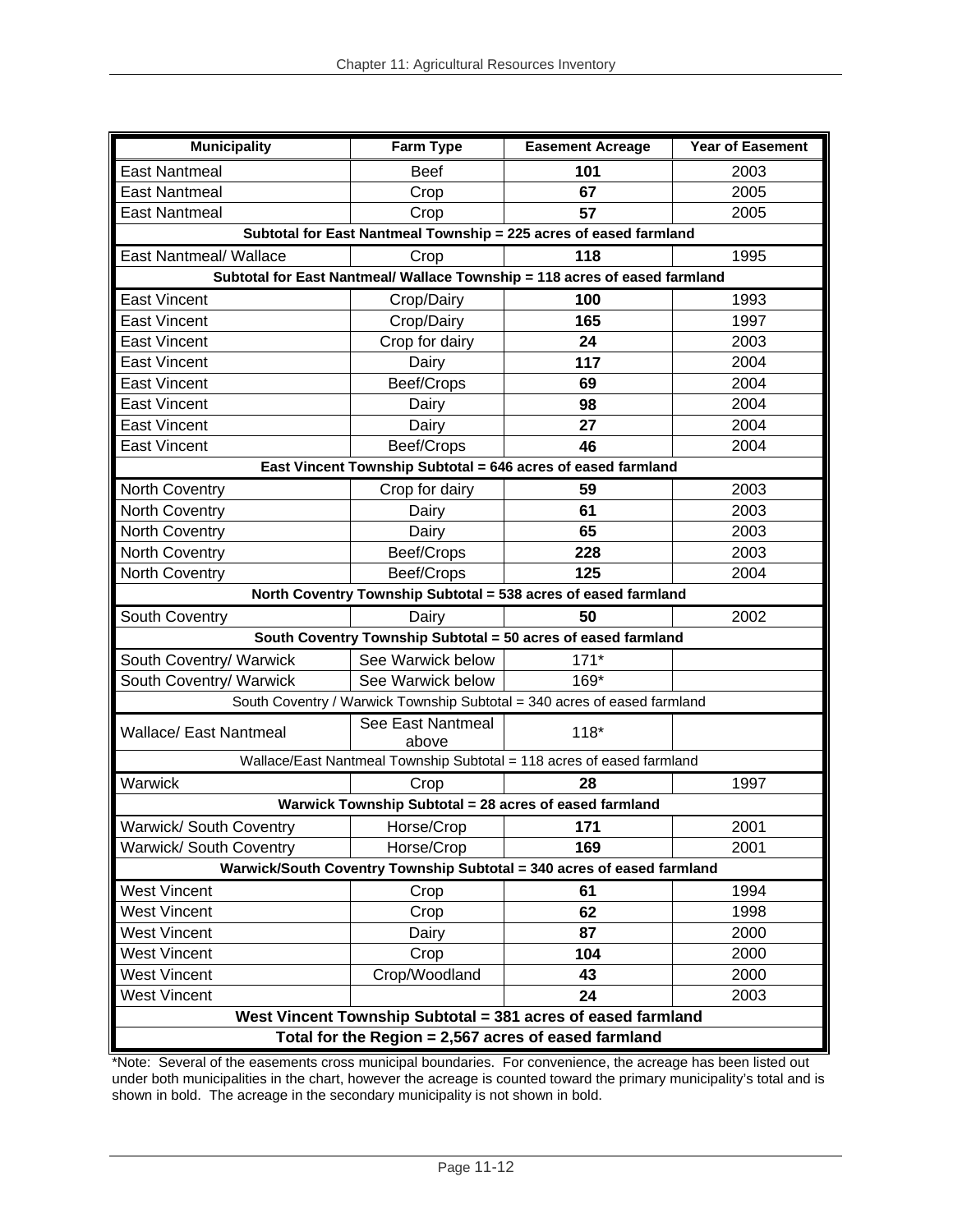| Municipality | Farm Type | Easement Acreage | Year of Easement |
|---|---|---|---|
| East Nantmeal | Beef | **101** | 2003 |
| East Nantmeal | Crop | **67** | 2005 |
| East Nantmeal | Crop | **57** | 2005 |
| **Subtotal for East Nantmeal Township = 225 acres of eased farmland** | | | |
| East Nantmeal/ Wallace | Crop | **118** | 1995 |
| **Subtotal for East Nantmeal/ Wallace Township = 118 acres of eased farmland** | | | |
| East Vincent | Crop/Dairy | **100** | 1993 |
| East Vincent | Crop/Dairy | **165** | 1997 |
| East Vincent | Crop for dairy | **24** | 2003 |
| East Vincent | Dairy | **117** | 2004 |
| East Vincent | Beef/Crops | **69** | 2004 |
| East Vincent | Dairy | **98** | 2004 |
| East Vincent | Dairy | **27** | 2004 |
| East Vincent | Beef/Crops | **46** | 2004 |
| **East Vincent Township Subtotal = 646 acres of eased farmland** | | | |
| North Coventry | Crop for dairy | **59** | 2003 |
| North Coventry | Dairy | **61** | 2003 |
| North Coventry | Dairy | **65** | 2003 |
| North Coventry | Beef/Crops | **228** | 2003 |
| North Coventry | Beef/Crops | **125** | 2004 |
| **North Coventry Township Subtotal = 538 acres of eased farmland** | | | |
| South Coventry | Dairy | **50** | 2002 |
| **South Coventry Township Subtotal = 50 acres of eased farmland** | | | |
| South Coventry/ Warwick | See Warwick below | 171* | |
| South Coventry/ Warwick | See Warwick below | 169* | |
| South Coventry / Warwick Township Subtotal = 340 acres of eased farmland | | | |
| Wallace/ East Nantmeal | See East Nantmeal above | 118* | |
| Wallace/East Nantmeal Township Subtotal = 118 acres of eased farmland | | | |
| Warwick | Crop | **28** | 1997 |
| **Warwick Township Subtotal = 28 acres of eased farmland** | | | |
| Warwick/ South Coventry | Horse/Crop | **171** | 2001 |
| Warwick/ South Coventry | Horse/Crop | **169** | 2001 |
| **Warwick/South Coventry Township Subtotal = 340 acres of eased farmland** | | | |
| West Vincent | Crop | **61** | 1994 |
| West Vincent | Crop | **62** | 1998 |
| West Vincent | Dairy | **87** | 2000 |
| West Vincent | Crop | **104** | 2000 |
| West Vincent | Crop/Woodland | **43** | 2000 |
| West Vincent | | **24** | 2003 |
| **West Vincent Township Subtotal = 381 acres of eased farmland** | | | |
| **Total for the Region = 2,567 acres of eased farmland** | | | |

*Note: Several of the easements cross municipal boundaries. For convenience, the acreage has been listed out under both municipalities in the chart, however the acreage is counted toward the primary municipality's total and is shown in bold. The acreage in the secondary municipality is not shown in bold.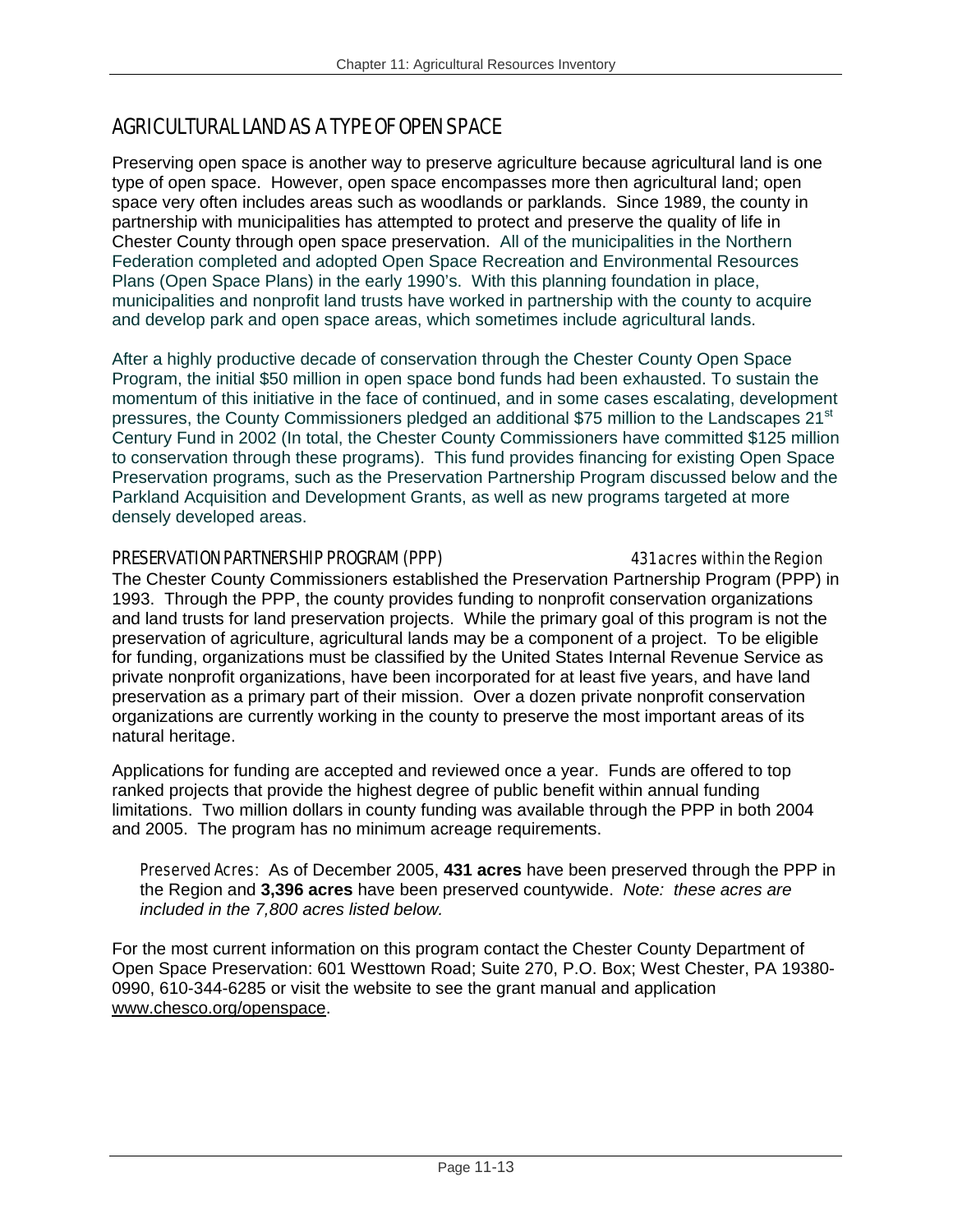## AGRICULTURAL LAND AS A TYPE OF OPEN SPACE

Preserving open space is another way to preserve agriculture because agricultural land is one type of open space. However, open space encompasses more then agricultural land; open space very often includes areas such as woodlands or parklands. Since 1989, the county in partnership with municipalities has attempted to protect and preserve the quality of life in Chester County through open space preservation. All of the municipalities in the Northern Federation completed and adopted Open Space Recreation and Environmental Resources Plans (Open Space Plans) in the early 1990's. With this planning foundation in place, municipalities and nonprofit land trusts have worked in partnership with the county to acquire and develop park and open space areas, which sometimes include agricultural lands.

After a highly productive decade of conservation through the Chester County Open Space Program, the initial $50 million in open space bond funds had been exhausted. To sustain the momentum of this initiative in the face of continued, and in some cases escalating, development pressures, the County Commissioners pledged an additional $75 million to the Landscapes 21st Century Fund in 2002 (In total, the Chester County Commissioners have committed $125 million to conservation through these programs). This fund provides financing for existing Open Space Preservation programs, such as the Preservation Partnership Program discussed below and the Parkland Acquisition and Development Grants, as well as new programs targeted at more densely developed areas.

### PRESERVATION PARTNERSHIP PROGRAM (PPP) — *431 acres within the Region*

The Chester County Commissioners established the Preservation Partnership Program (PPP) in 1993. Through the PPP, the county provides funding to nonprofit conservation organizations and land trusts for land preservation projects. While the primary goal of this program is not the preservation of agriculture, agricultural lands may be a component of a project. To be eligible for funding, organizations must be classified by the United States Internal Revenue Service as private nonprofit organizations, have been incorporated for at least five years, and have land preservation as a primary part of their mission. Over a dozen private nonprofit conservation organizations are currently working in the county to preserve the most important areas of its natural heritage.

Applications for funding are accepted and reviewed once a year. Funds are offered to top ranked projects that provide the highest degree of public benefit within annual funding limitations. Two million dollars in county funding was available through the PPP in both 2004 and 2005. The program has no minimum acreage requirements.

> Preserved Acres: As of December 2005, **431 acres** have been preserved through the PPP in the Region and **3,396 acres** have been preserved countywide. *Note: these acres are included in the 7,800 acres listed below.*

For the most current information on this program contact the Chester County Department of Open Space Preservation: 601 Westtown Road; Suite 270, P.O. Box; West Chester, PA 19380-0990, 610-344-6285 or visit the website to see the grant manual and application www.chesco.org/openspace.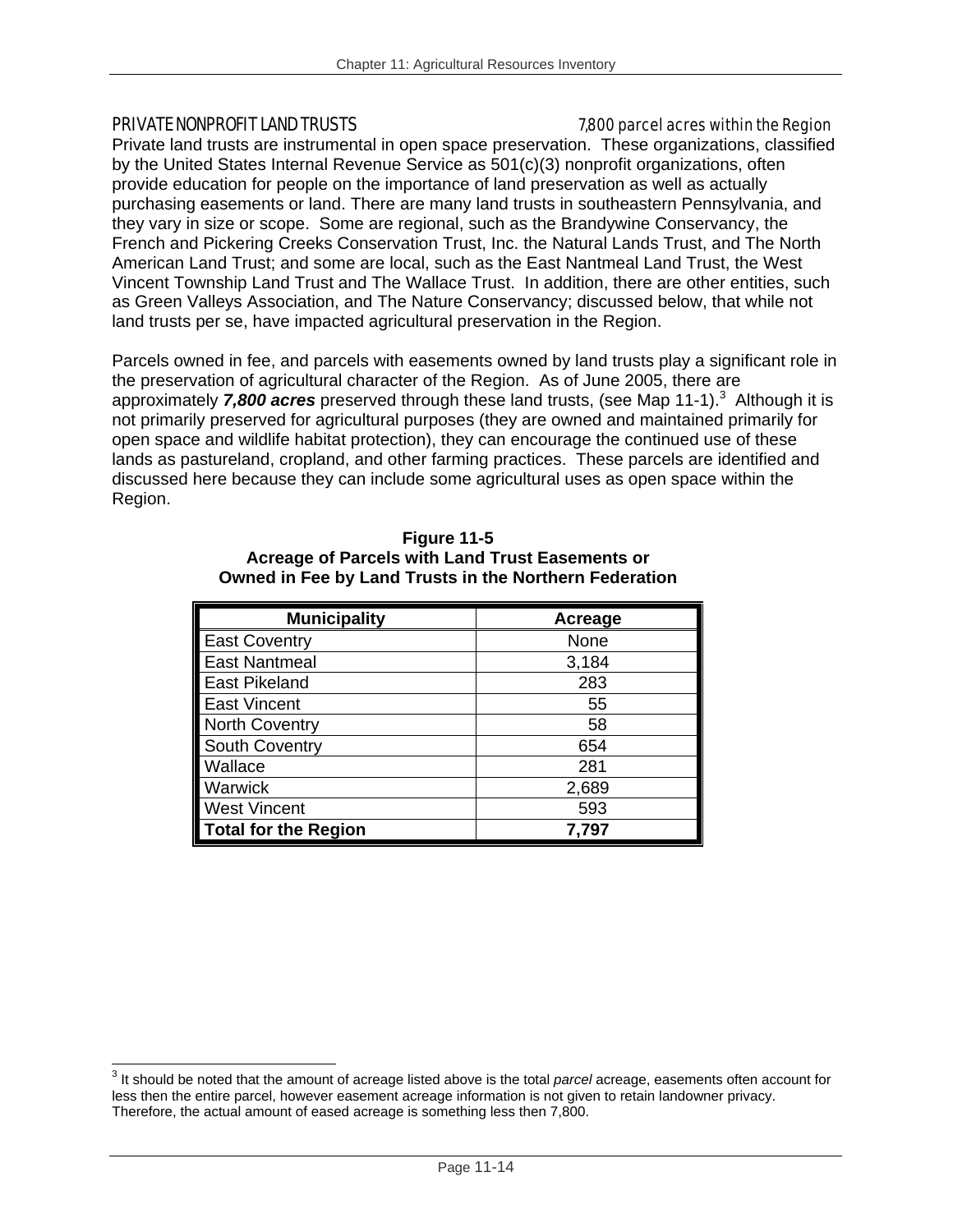## PRIVATE NONPROFIT LAND TRUSTS

*7,800 parcel acres within the Region*

Private land trusts are instrumental in open space preservation. These organizations, classified by the United States Internal Revenue Service as 501(c)(3) nonprofit organizations, often provide education for people on the importance of land preservation as well as actually purchasing easements or land. There are many land trusts in southeastern Pennsylvania, and they vary in size or scope. Some are regional, such as the Brandywine Conservancy, the French and Pickering Creeks Conservation Trust, Inc. the Natural Lands Trust, and The North American Land Trust; and some are local, such as the East Nantmeal Land Trust, the West Vincent Township Land Trust and The Wallace Trust. In addition, there are other entities, such as Green Valleys Association, and The Nature Conservancy; discussed below, that while not land trusts per se, have impacted agricultural preservation in the Region.

Parcels owned in fee, and parcels with easements owned by land trusts play a significant role in the preservation of agricultural character of the Region. As of June 2005, there are approximately ***7,800 acres*** preserved through these land trusts, (see Map 11-1).[3] Although it is not primarily preserved for agricultural purposes (they are owned and maintained primarily for open space and wildlife habitat protection), they can encourage the continued use of these lands as pastureland, cropland, and other farming practices. These parcels are identified and discussed here because they can include some agricultural uses as open space within the Region.

**Figure 11-5**
**Acreage of Parcels with Land Trust Easements or Owned in Fee by Land Trusts in the Northern Federation**

| Municipality | Acreage |
|---|---|
| East Coventry | None |
| East Nantmeal | 3,184 |
| East Pikeland | 283 |
| East Vincent | 55 |
| North Coventry | 58 |
| South Coventry | 654 |
| Wallace | 281 |
| Warwick | 2,689 |
| West Vincent | 593 |
| **Total for the Region** | **7,797** |

[3] It should be noted that the amount of acreage listed above is the total *parcel* acreage, easements often account for less then the entire parcel, however easement acreage information is not given to retain landowner privacy. Therefore, the actual amount of eased acreage is something less then 7,800.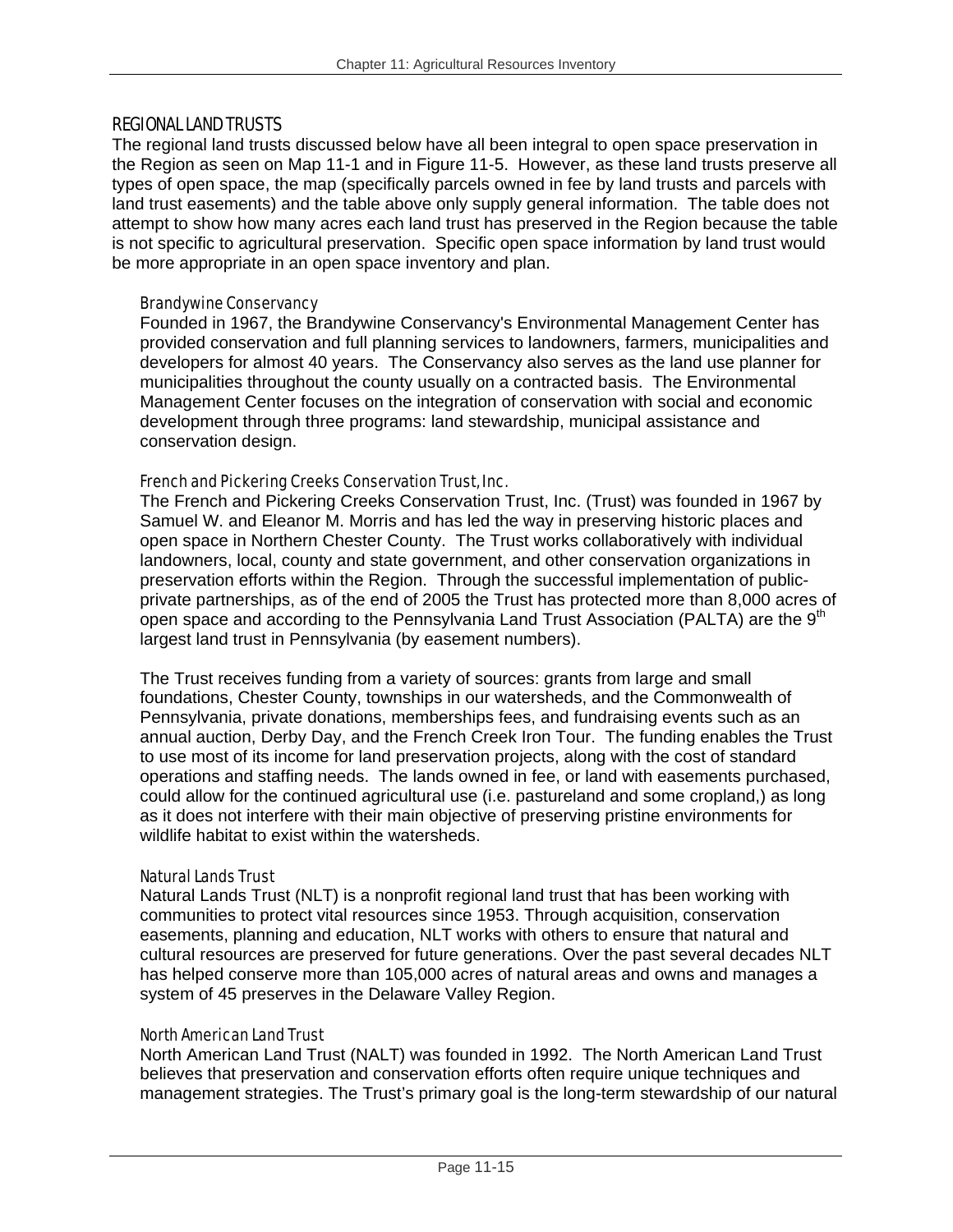## REGIONAL LAND TRUSTS

The regional land trusts discussed below have all been integral to open space preservation in the Region as seen on Map 11-1 and in Figure 11-5. However, as these land trusts preserve all types of open space, the map (specifically parcels owned in fee by land trusts and parcels with land trust easements) and the table above only supply general information. The table does not attempt to show how many acres each land trust has preserved in the Region because the table is not specific to agricultural preservation. Specific open space information by land trust would be more appropriate in an open space inventory and plan.

### Brandywine Conservancy

Founded in 1967, the Brandywine Conservancy's Environmental Management Center has provided conservation and full planning services to landowners, farmers, municipalities and developers for almost 40 years. The Conservancy also serves as the land use planner for municipalities throughout the county usually on a contracted basis. The Environmental Management Center focuses on the integration of conservation with social and economic development through three programs: land stewardship, municipal assistance and conservation design.

### French and Pickering Creeks Conservation Trust, Inc.

The French and Pickering Creeks Conservation Trust, Inc. (Trust) was founded in 1967 by Samuel W. and Eleanor M. Morris and has led the way in preserving historic places and open space in Northern Chester County. The Trust works collaboratively with individual landowners, local, county and state government, and other conservation organizations in preservation efforts within the Region. Through the successful implementation of public-private partnerships, as of the end of 2005 the Trust has protected more than 8,000 acres of open space and according to the Pennsylvania Land Trust Association (PALTA) are the 9th largest land trust in Pennsylvania (by easement numbers).

The Trust receives funding from a variety of sources: grants from large and small foundations, Chester County, townships in our watersheds, and the Commonwealth of Pennsylvania, private donations, memberships fees, and fundraising events such as an annual auction, Derby Day, and the French Creek Iron Tour. The funding enables the Trust to use most of its income for land preservation projects, along with the cost of standard operations and staffing needs. The lands owned in fee, or land with easements purchased, could allow for the continued agricultural use (i.e. pastureland and some cropland,) as long as it does not interfere with their main objective of preserving pristine environments for wildlife habitat to exist within the watersheds.

### Natural Lands Trust

Natural Lands Trust (NLT) is a nonprofit regional land trust that has been working with communities to protect vital resources since 1953. Through acquisition, conservation easements, planning and education, NLT works with others to ensure that natural and cultural resources are preserved for future generations. Over the past several decades NLT has helped conserve more than 105,000 acres of natural areas and owns and manages a system of 45 preserves in the Delaware Valley Region.

### North American Land Trust

North American Land Trust (NALT) was founded in 1992. The North American Land Trust believes that preservation and conservation efforts often require unique techniques and management strategies. The Trust's primary goal is the long-term stewardship of our natural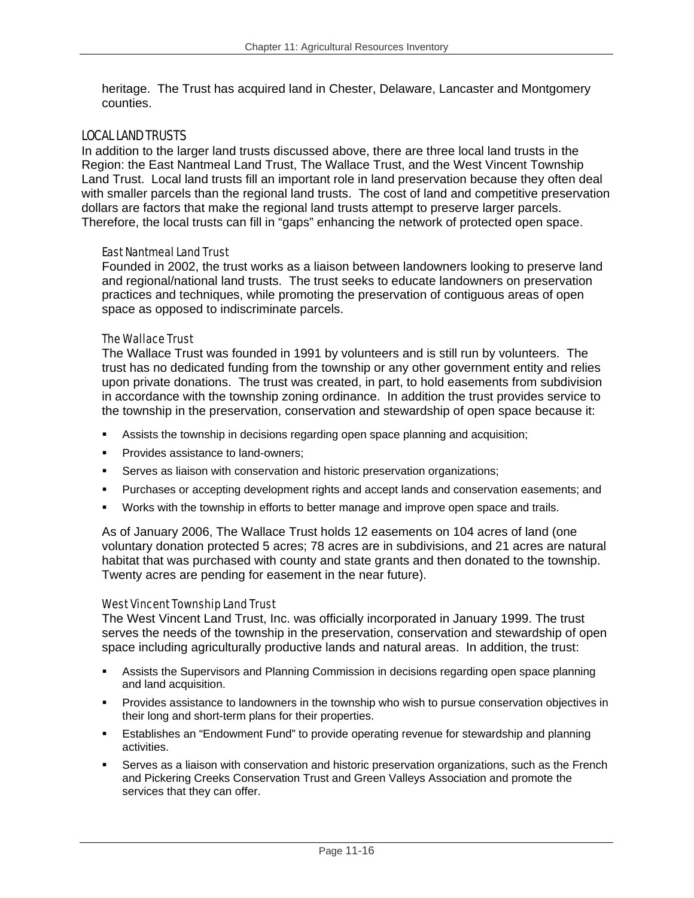heritage. The Trust has acquired land in Chester, Delaware, Lancaster and Montgomery counties.

## LOCAL LAND TRUSTS

In addition to the larger land trusts discussed above, there are three local land trusts in the Region: the East Nantmeal Land Trust, The Wallace Trust, and the West Vincent Township Land Trust. Local land trusts fill an important role in land preservation because they often deal with smaller parcels than the regional land trusts. The cost of land and competitive preservation dollars are factors that make the regional land trusts attempt to preserve larger parcels. Therefore, the local trusts can fill in "gaps" enhancing the network of protected open space.

### East Nantmeal Land Trust

Founded in 2002, the trust works as a liaison between landowners looking to preserve land and regional/national land trusts. The trust seeks to educate landowners on preservation practices and techniques, while promoting the preservation of contiguous areas of open space as opposed to indiscriminate parcels.

### The Wallace Trust

The Wallace Trust was founded in 1991 by volunteers and is still run by volunteers. The trust has no dedicated funding from the township or any other government entity and relies upon private donations. The trust was created, in part, to hold easements from subdivision in accordance with the township zoning ordinance. In addition the trust provides service to the township in the preservation, conservation and stewardship of open space because it:

- Assists the township in decisions regarding open space planning and acquisition;
- Provides assistance to land-owners;
- Serves as liaison with conservation and historic preservation organizations;
- Purchases or accepting development rights and accept lands and conservation easements; and
- Works with the township in efforts to better manage and improve open space and trails.

As of January 2006, The Wallace Trust holds 12 easements on 104 acres of land (one voluntary donation protected 5 acres; 78 acres are in subdivisions, and 21 acres are natural habitat that was purchased with county and state grants and then donated to the township. Twenty acres are pending for easement in the near future).

### West Vincent Township Land Trust

The West Vincent Land Trust, Inc. was officially incorporated in January 1999. The trust serves the needs of the township in the preservation, conservation and stewardship of open space including agriculturally productive lands and natural areas. In addition, the trust:

- Assists the Supervisors and Planning Commission in decisions regarding open space planning and land acquisition.
- Provides assistance to landowners in the township who wish to pursue conservation objectives in their long and short-term plans for their properties.
- Establishes an "Endowment Fund" to provide operating revenue for stewardship and planning activities.
- Serves as a liaison with conservation and historic preservation organizations, such as the French and Pickering Creeks Conservation Trust and Green Valleys Association and promote the services that they can offer.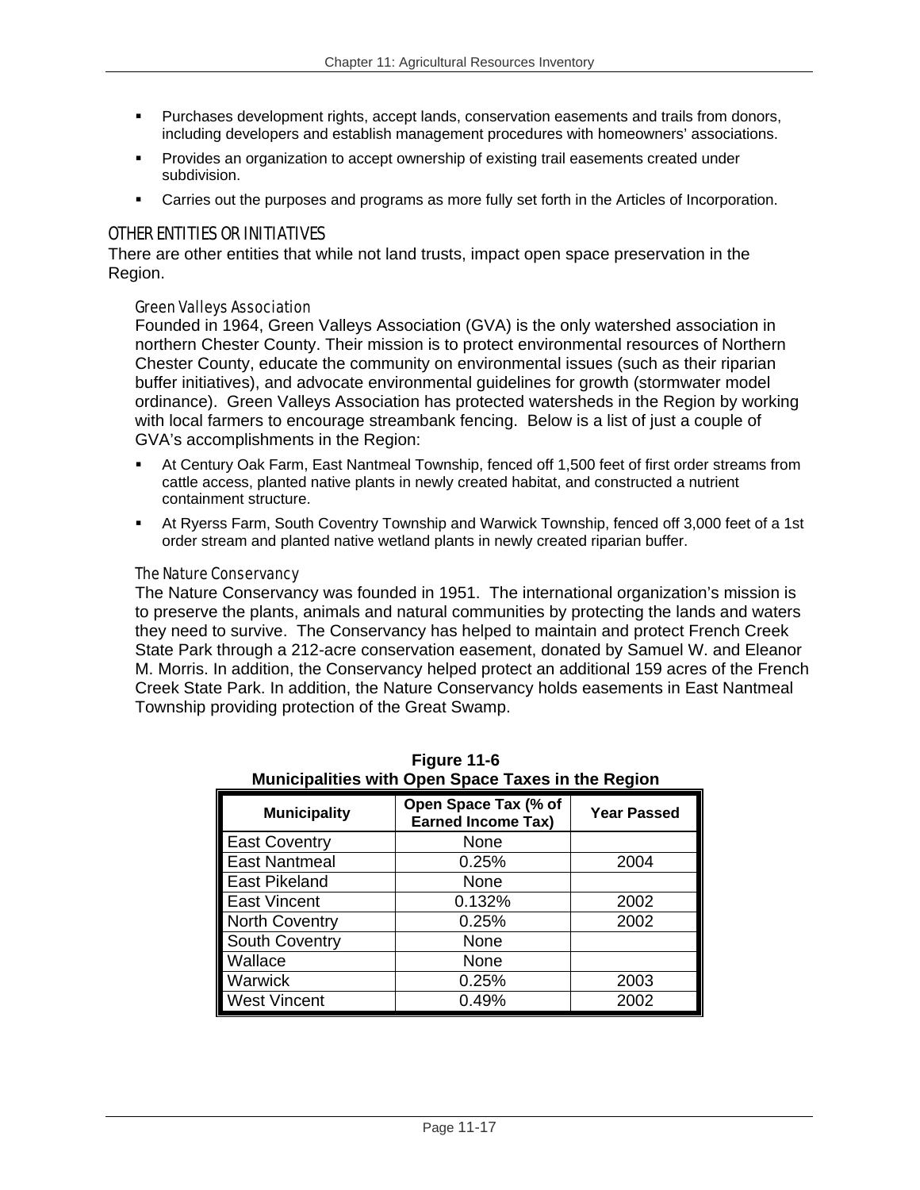- Purchases development rights, accept lands, conservation easements and trails from donors, including developers and establish management procedures with homeowners' associations.
- Provides an organization to accept ownership of existing trail easements created under subdivision.
- Carries out the purposes and programs as more fully set forth in the Articles of Incorporation.

## OTHER ENTITIES OR INITIATIVES

There are other entities that while not land trusts, impact open space preservation in the Region.

### Green Valleys Association

Founded in 1964, Green Valleys Association (GVA) is the only watershed association in northern Chester County. Their mission is to protect environmental resources of Northern Chester County, educate the community on environmental issues (such as their riparian buffer initiatives), and advocate environmental guidelines for growth (stormwater model ordinance). Green Valleys Association has protected watersheds in the Region by working with local farmers to encourage streambank fencing. Below is a list of just a couple of GVA's accomplishments in the Region:

- At Century Oak Farm, East Nantmeal Township, fenced off 1,500 feet of first order streams from cattle access, planted native plants in newly created habitat, and constructed a nutrient containment structure.
- At Ryerss Farm, South Coventry Township and Warwick Township, fenced off 3,000 feet of a 1st order stream and planted native wetland plants in newly created riparian buffer.

### The Nature Conservancy

The Nature Conservancy was founded in 1951. The international organization's mission is to preserve the plants, animals and natural communities by protecting the lands and waters they need to survive. The Conservancy has helped to maintain and protect French Creek State Park through a 212-acre conservation easement, donated by Samuel W. and Eleanor M. Morris. In addition, the Conservancy helped protect an additional 159 acres of the French Creek State Park. In addition, the Nature Conservancy holds easements in East Nantmeal Township providing protection of the Great Swamp.

**Figure 11-6**
**Municipalities with Open Space Taxes in the Region**

| Municipality | Open Space Tax (% of Earned Income Tax) | Year Passed |
|---|---|---|
| East Coventry | None | |
| East Nantmeal | 0.25% | 2004 |
| East Pikeland | None | |
| East Vincent | 0.132% | 2002 |
| North Coventry | 0.25% | 2002 |
| South Coventry | None | |
| Wallace | None | |
| Warwick | 0.25% | 2003 |
| West Vincent | 0.49% | 2002 |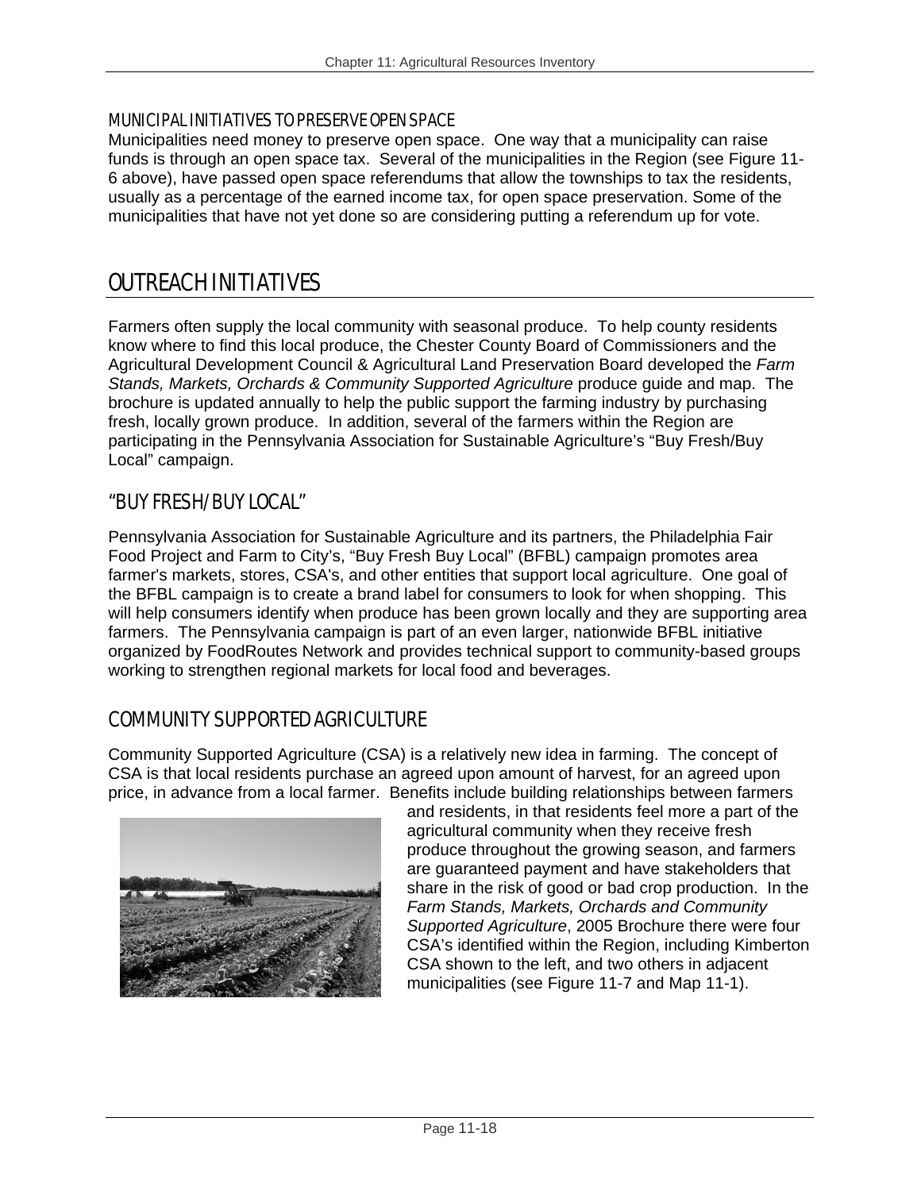### MUNICIPAL INITIATIVES TO PRESERVE OPEN SPACE

Municipalities need money to preserve open space. One way that a municipality can raise funds is through an open space tax. Several of the municipalities in the Region (see Figure 11-6 above), have passed open space referendums that allow the townships to tax the residents, usually as a percentage of the earned income tax, for open space preservation. Some of the municipalities that have not yet done so are considering putting a referendum up for vote.

## OUTREACH INITIATIVES

Farmers often supply the local community with seasonal produce. To help county residents know where to find this local produce, the Chester County Board of Commissioners and the Agricultural Development Council & Agricultural Land Preservation Board developed the *Farm Stands, Markets, Orchards & Community Supported Agriculture* produce guide and map. The brochure is updated annually to help the public support the farming industry by purchasing fresh, locally grown produce. In addition, several of the farmers within the Region are participating in the Pennsylvania Association for Sustainable Agriculture's "Buy Fresh/Buy Local" campaign.

### "BUY FRESH/BUY LOCAL"

Pennsylvania Association for Sustainable Agriculture and its partners, the Philadelphia Fair Food Project and Farm to City's, "Buy Fresh Buy Local" (BFBL) campaign promotes area farmer's markets, stores, CSA's, and other entities that support local agriculture. One goal of the BFBL campaign is to create a brand label for consumers to look for when shopping. This will help consumers identify when produce has been grown locally and they are supporting area farmers. The Pennsylvania campaign is part of an even larger, nationwide BFBL initiative organized by FoodRoutes Network and provides technical support to community-based groups working to strengthen regional markets for local food and beverages.

### COMMUNITY SUPPORTED AGRICULTURE

Community Supported Agriculture (CSA) is a relatively new idea in farming. The concept of CSA is that local residents purchase an agreed upon amount of harvest, for an agreed upon price, in advance from a local farmer. Benefits include building relationships between farmers and residents, in that residents feel more a part of the agricultural community when they receive fresh produce throughout the growing season, and farmers are guaranteed payment and have stakeholders that share in the risk of good or bad crop production. In the *Farm Stands, Markets, Orchards and Community Supported Agriculture*, 2005 Brochure there were four CSA's identified within the Region, including Kimberton CSA shown to the left, and two others in adjacent municipalities (see Figure 11-7 and Map 11-1).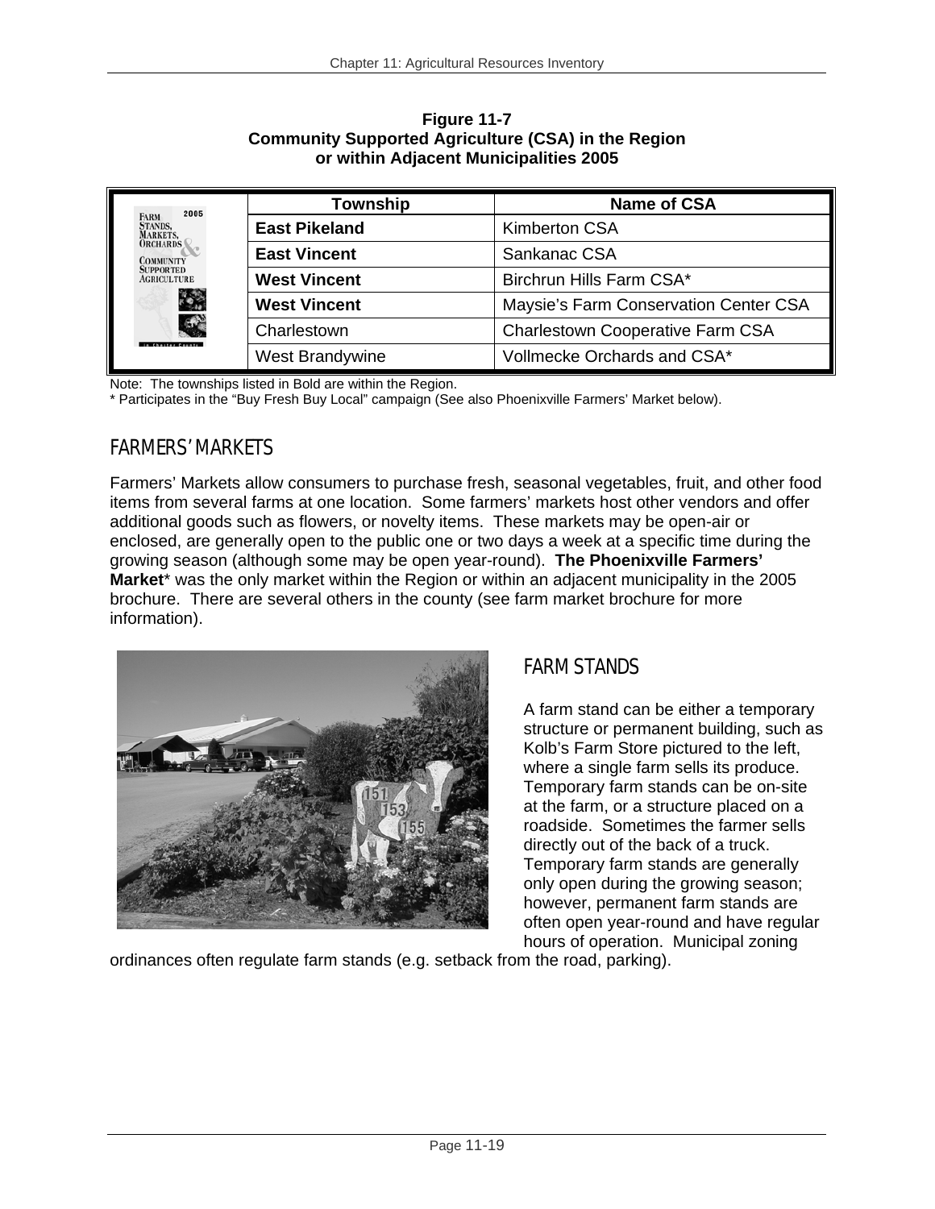**Figure 11-7**
**Community Supported Agriculture (CSA) in the Region or within Adjacent Municipalities 2005**

| Township | Name of CSA |
|---|---|
| **East Pikeland** | Kimberton CSA |
| **East Vincent** | Sankanac CSA |
| **West Vincent** | Birchrun Hills Farm CSA* |
| **West Vincent** | Maysie's Farm Conservation Center CSA |
| Charlestown | Charlestown Cooperative Farm CSA |
| West Brandywine | Vollmecke Orchards and CSA* |

Note: The townships listed in Bold are within the Region.
* Participates in the "Buy Fresh Buy Local" campaign (See also Phoenixville Farmers' Market below).

## FARMERS' MARKETS

Farmers' Markets allow consumers to purchase fresh, seasonal vegetables, fruit, and other food items from several farms at one location. Some farmers' markets host other vendors and offer additional goods such as flowers, or novelty items. These markets may be open-air or enclosed, are generally open to the public one or two days a week at a specific time during the growing season (although some may be open year-round). **The Phoenixville Farmers' Market*** was the only market within the Region or within an adjacent municipality in the 2005 brochure. There are several others in the county (see farm market brochure for more information).

## FARM STANDS

A farm stand can be either a temporary structure or permanent building, such as Kolb's Farm Store pictured to the left, where a single farm sells its produce. Temporary farm stands can be on-site at the farm, or a structure placed on a roadside. Sometimes the farmer sells directly out of the back of a truck. Temporary farm stands are generally only open during the growing season; however, permanent farm stands are often open year-round and have regular hours of operation. Municipal zoning ordinances often regulate farm stands (e.g. setback from the road, parking).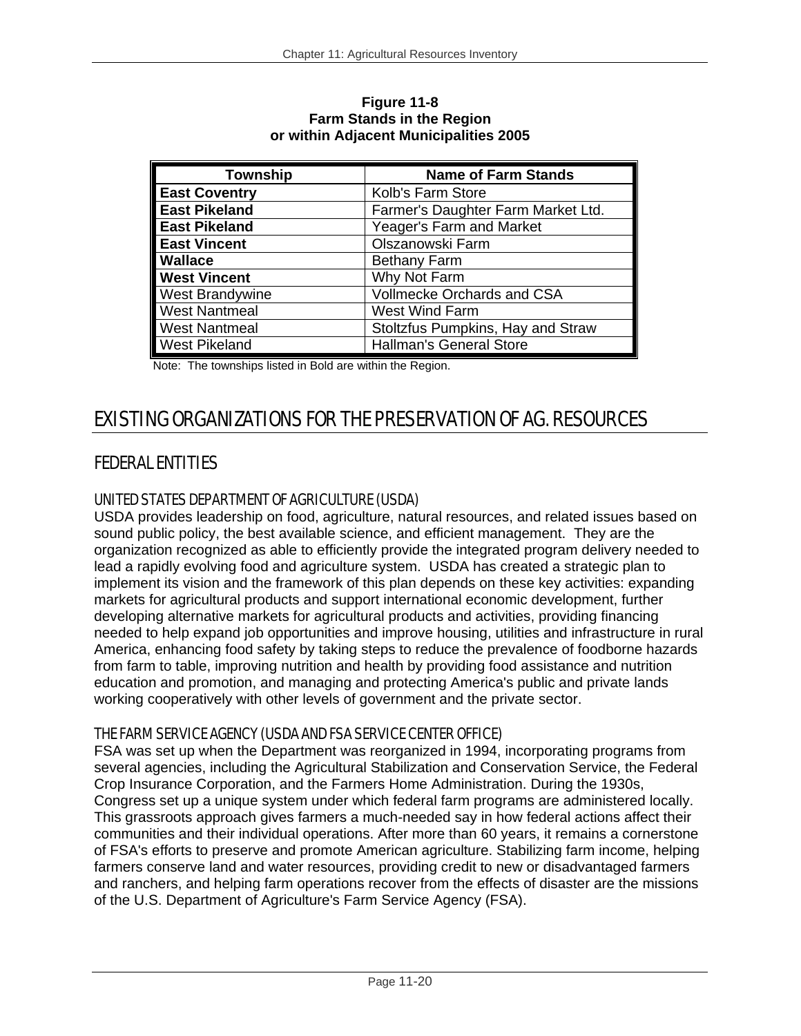**Figure 11-8**
**Farm Stands in the Region**
**or within Adjacent Municipalities 2005**

| Township | Name of Farm Stands |
|---|---|
| **East Coventry** | Kolb's Farm Store |
| **East Pikeland** | Farmer's Daughter Farm Market Ltd. |
| **East Pikeland** | Yeager's Farm and Market |
| **East Vincent** | Olszanowski Farm |
| **Wallace** | Bethany Farm |
| **West Vincent** | Why Not Farm |
| West Brandywine | Vollmecke Orchards and CSA |
| West Nantmeal | West Wind Farm |
| West Nantmeal | Stoltzfus Pumpkins, Hay and Straw |
| West Pikeland | Hallman's General Store |

Note: The townships listed in Bold are within the Region.

# EXISTING ORGANIZATIONS FOR THE PRESERVATION OF AG. RESOURCES

## FEDERAL ENTITIES

### UNITED STATES DEPARTMENT OF AGRICULTURE (USDA)

USDA provides leadership on food, agriculture, natural resources, and related issues based on sound public policy, the best available science, and efficient management. They are the organization recognized as able to efficiently provide the integrated program delivery needed to lead a rapidly evolving food and agriculture system. USDA has created a strategic plan to implement its vision and the framework of this plan depends on these key activities: expanding markets for agricultural products and support international economic development, further developing alternative markets for agricultural products and activities, providing financing needed to help expand job opportunities and improve housing, utilities and infrastructure in rural America, enhancing food safety by taking steps to reduce the prevalence of foodborne hazards from farm to table, improving nutrition and health by providing food assistance and nutrition education and promotion, and managing and protecting America's public and private lands working cooperatively with other levels of government and the private sector.

### THE FARM SERVICE AGENCY (USDA AND FSA SERVICE CENTER OFFICE)

FSA was set up when the Department was reorganized in 1994, incorporating programs from several agencies, including the Agricultural Stabilization and Conservation Service, the Federal Crop Insurance Corporation, and the Farmers Home Administration. During the 1930s, Congress set up a unique system under which federal farm programs are administered locally. This grassroots approach gives farmers a much-needed say in how federal actions affect their communities and their individual operations. After more than 60 years, it remains a cornerstone of FSA's efforts to preserve and promote American agriculture. Stabilizing farm income, helping farmers conserve land and water resources, providing credit to new or disadvantaged farmers and ranchers, and helping farm operations recover from the effects of disaster are the missions of the U.S. Department of Agriculture's Farm Service Agency (FSA).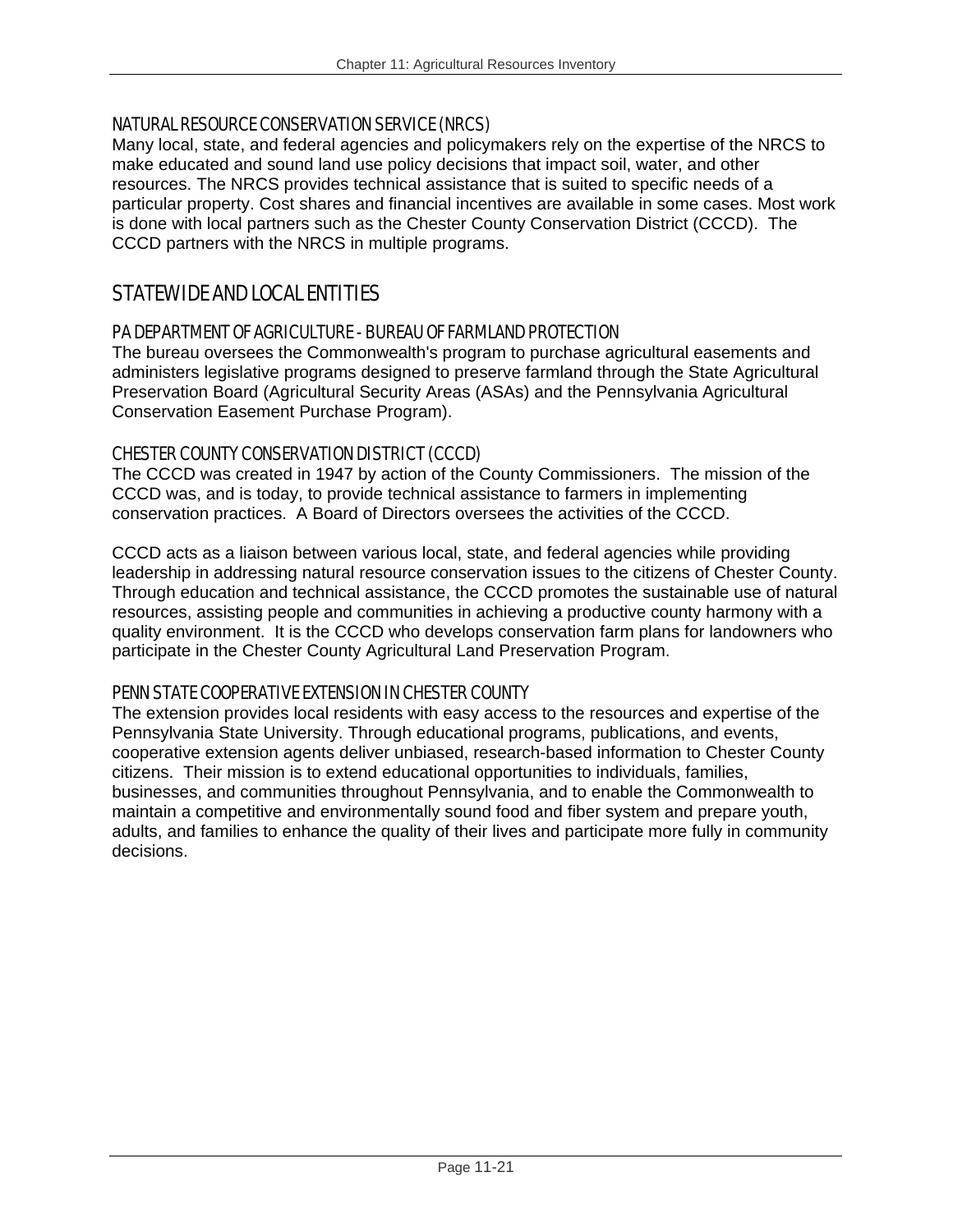### NATURAL RESOURCE CONSERVATION SERVICE (NRCS)

Many local, state, and federal agencies and policymakers rely on the expertise of the NRCS to make educated and sound land use policy decisions that impact soil, water, and other resources. The NRCS provides technical assistance that is suited to specific needs of a particular property. Cost shares and financial incentives are available in some cases. Most work is done with local partners such as the Chester County Conservation District (CCCD). The CCCD partners with the NRCS in multiple programs.

## STATEWIDE AND LOCAL ENTITIES

### PA DEPARTMENT OF AGRICULTURE - BUREAU OF FARMLAND PROTECTION

The bureau oversees the Commonwealth's program to purchase agricultural easements and administers legislative programs designed to preserve farmland through the State Agricultural Preservation Board (Agricultural Security Areas (ASAs) and the Pennsylvania Agricultural Conservation Easement Purchase Program).

### CHESTER COUNTY CONSERVATION DISTRICT (CCCD)

The CCCD was created in 1947 by action of the County Commissioners. The mission of the CCCD was, and is today, to provide technical assistance to farmers in implementing conservation practices. A Board of Directors oversees the activities of the CCCD.

CCCD acts as a liaison between various local, state, and federal agencies while providing leadership in addressing natural resource conservation issues to the citizens of Chester County. Through education and technical assistance, the CCCD promotes the sustainable use of natural resources, assisting people and communities in achieving a productive county harmony with a quality environment. It is the CCCD who develops conservation farm plans for landowners who participate in the Chester County Agricultural Land Preservation Program.

### PENN STATE COOPERATIVE EXTENSION IN CHESTER COUNTY

The extension provides local residents with easy access to the resources and expertise of the Pennsylvania State University. Through educational programs, publications, and events, cooperative extension agents deliver unbiased, research-based information to Chester County citizens. Their mission is to extend educational opportunities to individuals, families, businesses, and communities throughout Pennsylvania, and to enable the Commonwealth to maintain a competitive and environmentally sound food and fiber system and prepare youth, adults, and families to enhance the quality of their lives and participate more fully in community decisions.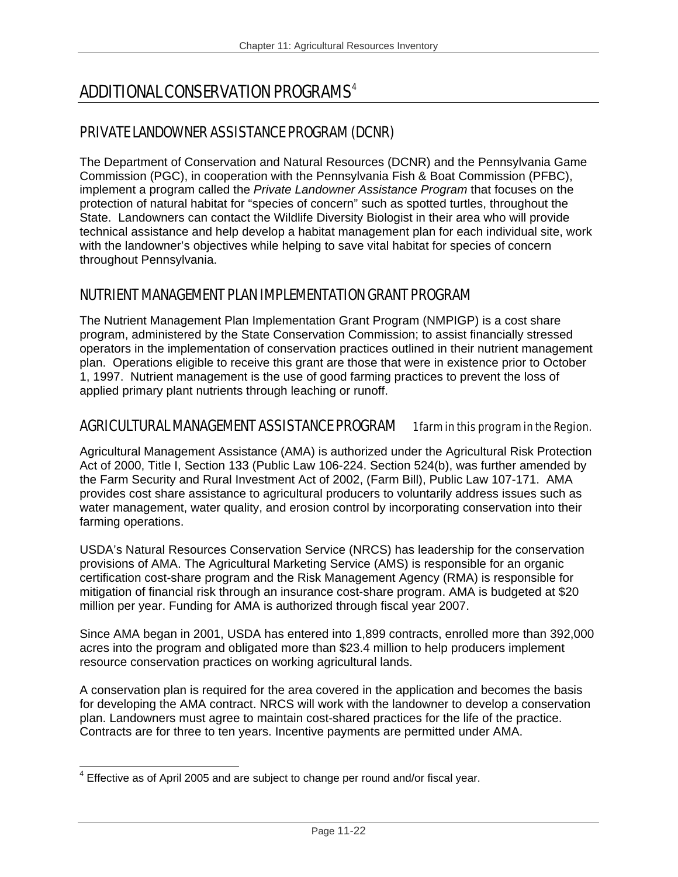# ADDITIONAL CONSERVATION PROGRAMS[4]

## PRIVATE LANDOWNER ASSISTANCE PROGRAM (DCNR)

The Department of Conservation and Natural Resources (DCNR) and the Pennsylvania Game Commission (PGC), in cooperation with the Pennsylvania Fish & Boat Commission (PFBC), implement a program called the *Private Landowner Assistance Program* that focuses on the protection of natural habitat for "species of concern" such as spotted turtles, throughout the State. Landowners can contact the Wildlife Diversity Biologist in their area who will provide technical assistance and help develop a habitat management plan for each individual site, work with the landowner's objectives while helping to save vital habitat for species of concern throughout Pennsylvania.

## NUTRIENT MANAGEMENT PLAN IMPLEMENTATION GRANT PROGRAM

The Nutrient Management Plan Implementation Grant Program (NMPIGP) is a cost share program, administered by the State Conservation Commission; to assist financially stressed operators in the implementation of conservation practices outlined in their nutrient management plan. Operations eligible to receive this grant are those that were in existence prior to October 1, 1997. Nutrient management is the use of good farming practices to prevent the loss of applied primary plant nutrients through leaching or runoff.

## AGRICULTURAL MANAGEMENT ASSISTANCE PROGRAM *1 farm in this program in the Region.*

Agricultural Management Assistance (AMA) is authorized under the Agricultural Risk Protection Act of 2000, Title I, Section 133 (Public Law 106-224. Section 524(b), was further amended by the Farm Security and Rural Investment Act of 2002, (Farm Bill), Public Law 107-171. AMA provides cost share assistance to agricultural producers to voluntarily address issues such as water management, water quality, and erosion control by incorporating conservation into their farming operations.

USDA's Natural Resources Conservation Service (NRCS) has leadership for the conservation provisions of AMA. The Agricultural Marketing Service (AMS) is responsible for an organic certification cost-share program and the Risk Management Agency (RMA) is responsible for mitigation of financial risk through an insurance cost-share program. AMA is budgeted at $20 million per year. Funding for AMA is authorized through fiscal year 2007.

Since AMA began in 2001, USDA has entered into 1,899 contracts, enrolled more than 392,000 acres into the program and obligated more than $23.4 million to help producers implement resource conservation practices on working agricultural lands.

A conservation plan is required for the area covered in the application and becomes the basis for developing the AMA contract. NRCS will work with the landowner to develop a conservation plan. Landowners must agree to maintain cost-shared practices for the life of the practice. Contracts are for three to ten years. Incentive payments are permitted under AMA.

---

[4] Effective as of April 2005 and are subject to change per round and/or fiscal year.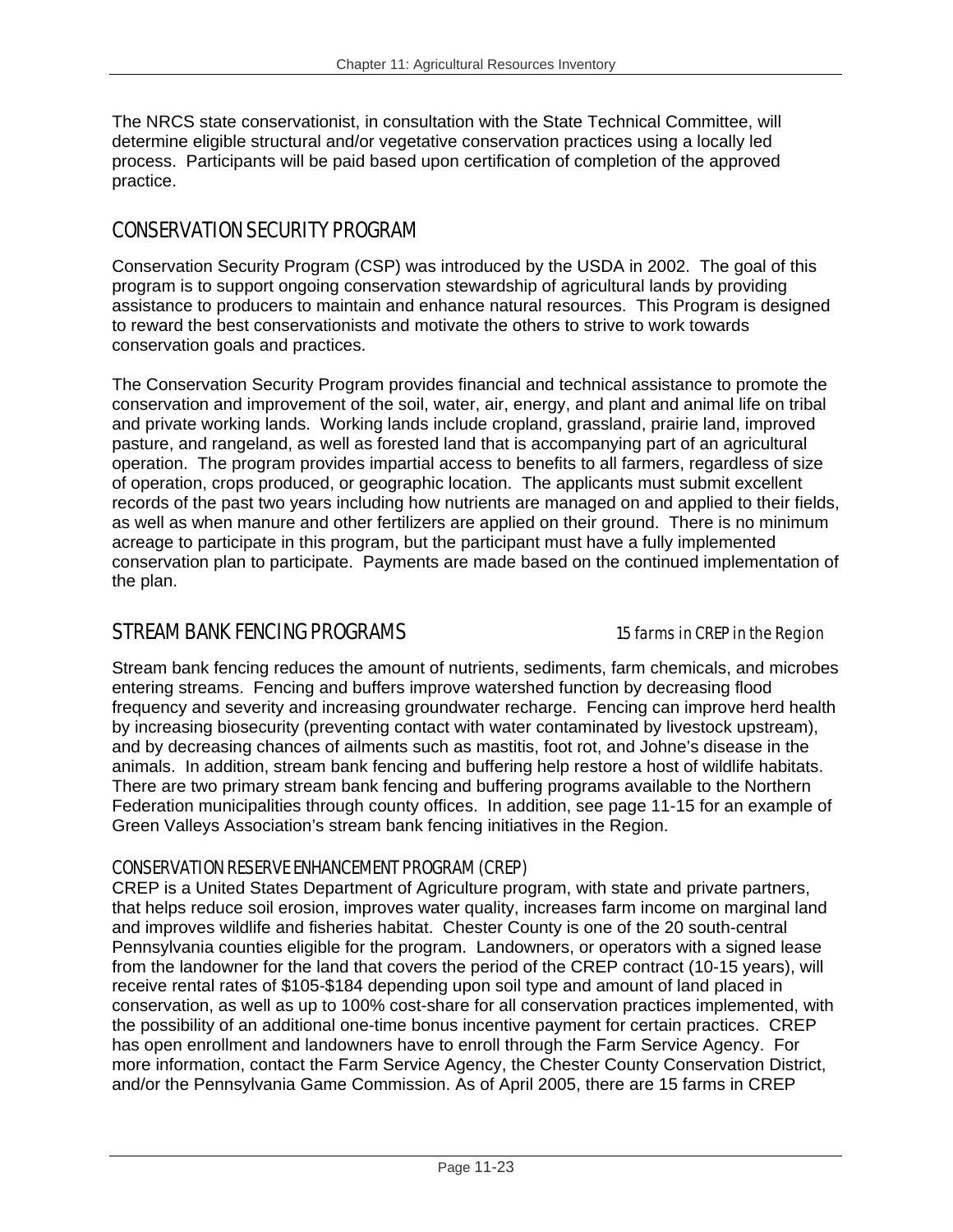The NRCS state conservationist, in consultation with the State Technical Committee, will determine eligible structural and/or vegetative conservation practices using a locally led process. Participants will be paid based upon certification of completion of the approved practice.

## CONSERVATION SECURITY PROGRAM

Conservation Security Program (CSP) was introduced by the USDA in 2002. The goal of this program is to support ongoing conservation stewardship of agricultural lands by providing assistance to producers to maintain and enhance natural resources. This Program is designed to reward the best conservationists and motivate the others to strive to work towards conservation goals and practices.

The Conservation Security Program provides financial and technical assistance to promote the conservation and improvement of the soil, water, air, energy, and plant and animal life on tribal and private working lands. Working lands include cropland, grassland, prairie land, improved pasture, and rangeland, as well as forested land that is accompanying part of an agricultural operation. The program provides impartial access to benefits to all farmers, regardless of size of operation, crops produced, or geographic location. The applicants must submit excellent records of the past two years including how nutrients are managed on and applied to their fields, as well as when manure and other fertilizers are applied on their ground. There is no minimum acreage to participate in this program, but the participant must have a fully implemented conservation plan to participate. Payments are made based on the continued implementation of the plan.

## STREAM BANK FENCING PROGRAMS

*15 farms in CREP in the Region*

Stream bank fencing reduces the amount of nutrients, sediments, farm chemicals, and microbes entering streams. Fencing and buffers improve watershed function by decreasing flood frequency and severity and increasing groundwater recharge. Fencing can improve herd health by increasing biosecurity (preventing contact with water contaminated by livestock upstream), and by decreasing chances of ailments such as mastitis, foot rot, and Johne's disease in the animals. In addition, stream bank fencing and buffering help restore a host of wildlife habitats. There are two primary stream bank fencing and buffering programs available to the Northern Federation municipalities through county offices. In addition, see page 11-15 for an example of Green Valleys Association's stream bank fencing initiatives in the Region.

### CONSERVATION RESERVE ENHANCEMENT PROGRAM (CREP)

CREP is a United States Department of Agriculture program, with state and private partners, that helps reduce soil erosion, improves water quality, increases farm income on marginal land and improves wildlife and fisheries habitat. Chester County is one of the 20 south-central Pennsylvania counties eligible for the program. Landowners, or operators with a signed lease from the landowner for the land that covers the period of the CREP contract (10-15 years), will receive rental rates of $105-$184 depending upon soil type and amount of land placed in conservation, as well as up to 100% cost-share for all conservation practices implemented, with the possibility of an additional one-time bonus incentive payment for certain practices. CREP has open enrollment and landowners have to enroll through the Farm Service Agency. For more information, contact the Farm Service Agency, the Chester County Conservation District, and/or the Pennsylvania Game Commission. As of April 2005, there are 15 farms in CREP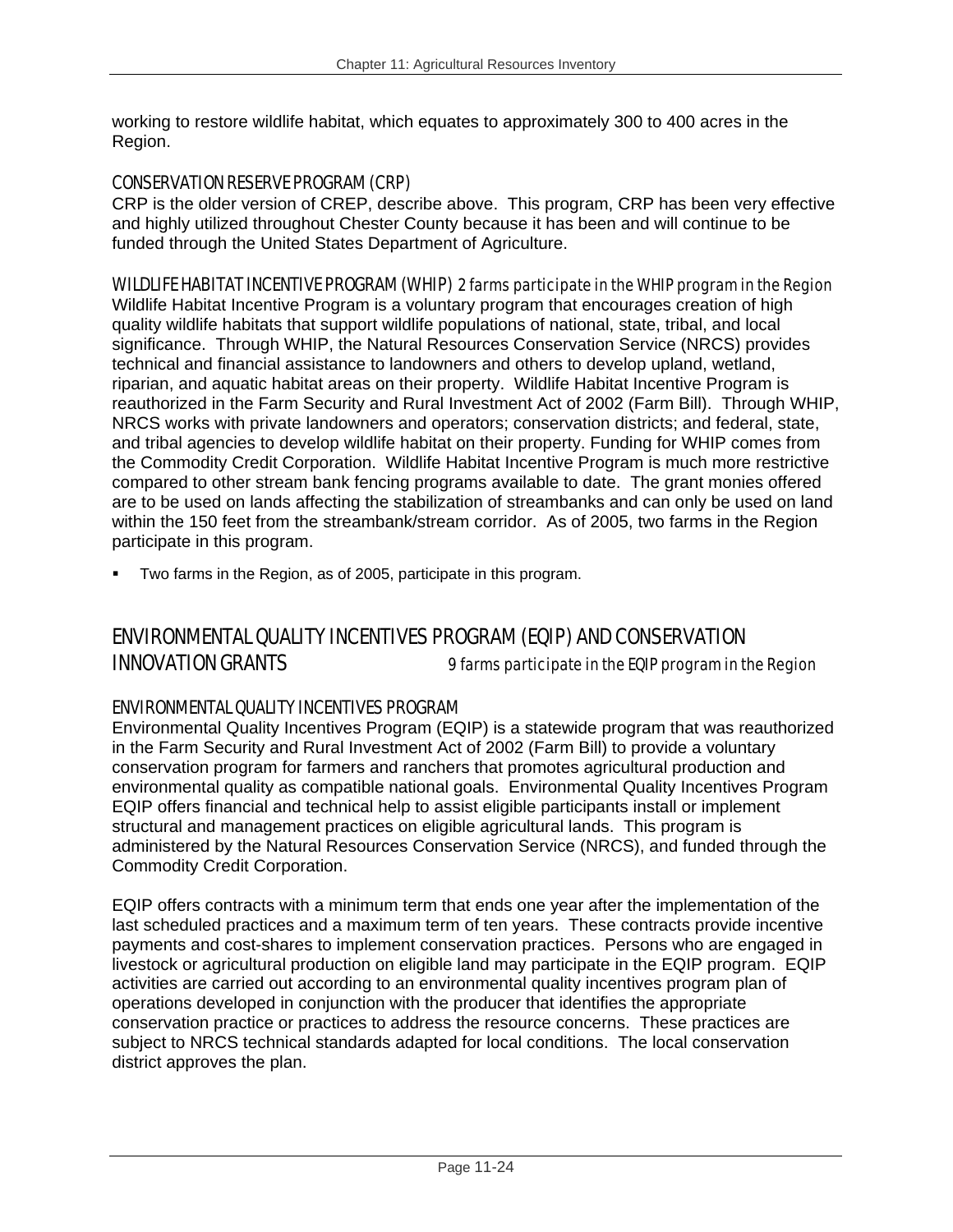working to restore wildlife habitat, which equates to approximately 300 to 400 acres in the Region.

### CONSERVATION RESERVE PROGRAM (CRP)

CRP is the older version of CREP, describe above. This program, CRP has been very effective and highly utilized throughout Chester County because it has been and will continue to be funded through the United States Department of Agriculture.

### WILDLIFE HABITAT INCENTIVE PROGRAM (WHIP) *2 farms participate in the WHIP program in the Region*

Wildlife Habitat Incentive Program is a voluntary program that encourages creation of high quality wildlife habitats that support wildlife populations of national, state, tribal, and local significance. Through WHIP, the Natural Resources Conservation Service (NRCS) provides technical and financial assistance to landowners and others to develop upland, wetland, riparian, and aquatic habitat areas on their property. Wildlife Habitat Incentive Program is reauthorized in the Farm Security and Rural Investment Act of 2002 (Farm Bill). Through WHIP, NRCS works with private landowners and operators; conservation districts; and federal, state, and tribal agencies to develop wildlife habitat on their property. Funding for WHIP comes from the Commodity Credit Corporation. Wildlife Habitat Incentive Program is much more restrictive compared to other stream bank fencing programs available to date. The grant monies offered are to be used on lands affecting the stabilization of streambanks and can only be used on land within the 150 feet from the streambank/stream corridor. As of 2005, two farms in the Region participate in this program.

- Two farms in the Region, as of 2005, participate in this program.

## ENVIRONMENTAL QUALITY INCENTIVES PROGRAM (EQIP) AND CONSERVATION INNOVATION GRANTS *9 farms participate in the EQIP program in the Region*

### ENVIRONMENTAL QUALITY INCENTIVES PROGRAM

Environmental Quality Incentives Program (EQIP) is a statewide program that was reauthorized in the Farm Security and Rural Investment Act of 2002 (Farm Bill) to provide a voluntary conservation program for farmers and ranchers that promotes agricultural production and environmental quality as compatible national goals. Environmental Quality Incentives Program EQIP offers financial and technical help to assist eligible participants install or implement structural and management practices on eligible agricultural lands. This program is administered by the Natural Resources Conservation Service (NRCS), and funded through the Commodity Credit Corporation.

EQIP offers contracts with a minimum term that ends one year after the implementation of the last scheduled practices and a maximum term of ten years. These contracts provide incentive payments and cost-shares to implement conservation practices. Persons who are engaged in livestock or agricultural production on eligible land may participate in the EQIP program. EQIP activities are carried out according to an environmental quality incentives program plan of operations developed in conjunction with the producer that identifies the appropriate conservation practice or practices to address the resource concerns. These practices are subject to NRCS technical standards adapted for local conditions. The local conservation district approves the plan.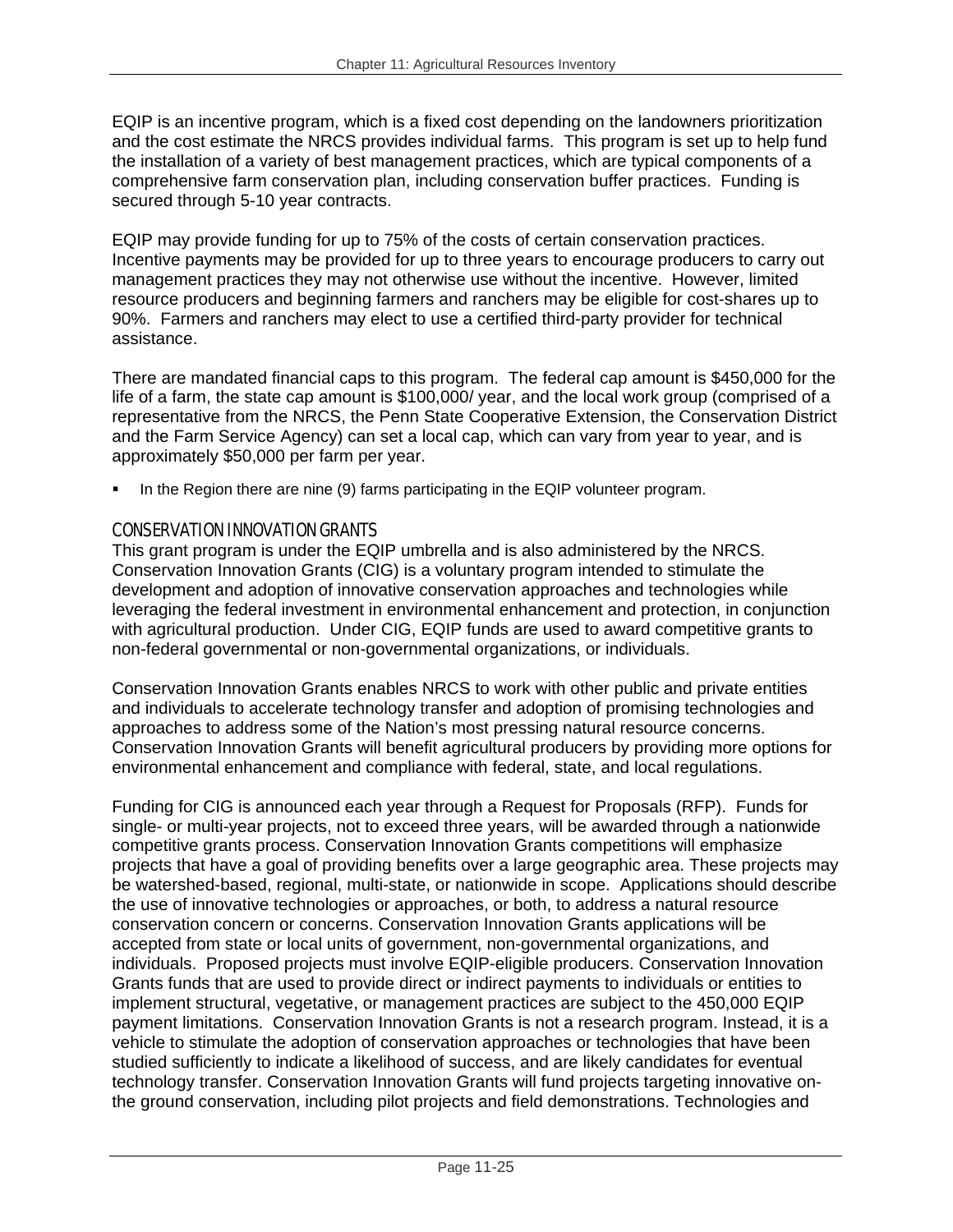EQIP is an incentive program, which is a fixed cost depending on the landowners prioritization and the cost estimate the NRCS provides individual farms. This program is set up to help fund the installation of a variety of best management practices, which are typical components of a comprehensive farm conservation plan, including conservation buffer practices. Funding is secured through 5-10 year contracts.

EQIP may provide funding for up to 75% of the costs of certain conservation practices. Incentive payments may be provided for up to three years to encourage producers to carry out management practices they may not otherwise use without the incentive. However, limited resource producers and beginning farmers and ranchers may be eligible for cost-shares up to 90%. Farmers and ranchers may elect to use a certified third-party provider for technical assistance.

There are mandated financial caps to this program. The federal cap amount is $450,000 for the life of a farm, the state cap amount is $100,000/ year, and the local work group (comprised of a representative from the NRCS, the Penn State Cooperative Extension, the Conservation District and the Farm Service Agency) can set a local cap, which can vary from year to year, and is approximately $50,000 per farm per year.

- In the Region there are nine (9) farms participating in the EQIP volunteer program.

### CONSERVATION INNOVATION GRANTS

This grant program is under the EQIP umbrella and is also administered by the NRCS. Conservation Innovation Grants (CIG) is a voluntary program intended to stimulate the development and adoption of innovative conservation approaches and technologies while leveraging the federal investment in environmental enhancement and protection, in conjunction with agricultural production. Under CIG, EQIP funds are used to award competitive grants to non-federal governmental or non-governmental organizations, or individuals.

Conservation Innovation Grants enables NRCS to work with other public and private entities and individuals to accelerate technology transfer and adoption of promising technologies and approaches to address some of the Nation's most pressing natural resource concerns. Conservation Innovation Grants will benefit agricultural producers by providing more options for environmental enhancement and compliance with federal, state, and local regulations.

Funding for CIG is announced each year through a Request for Proposals (RFP). Funds for single- or multi-year projects, not to exceed three years, will be awarded through a nationwide competitive grants process. Conservation Innovation Grants competitions will emphasize projects that have a goal of providing benefits over a large geographic area. These projects may be watershed-based, regional, multi-state, or nationwide in scope. Applications should describe the use of innovative technologies or approaches, or both, to address a natural resource conservation concern or concerns. Conservation Innovation Grants applications will be accepted from state or local units of government, non-governmental organizations, and individuals. Proposed projects must involve EQIP-eligible producers. Conservation Innovation Grants funds that are used to provide direct or indirect payments to individuals or entities to implement structural, vegetative, or management practices are subject to the 450,000 EQIP payment limitations. Conservation Innovation Grants is not a research program. Instead, it is a vehicle to stimulate the adoption of conservation approaches or technologies that have been studied sufficiently to indicate a likelihood of success, and are likely candidates for eventual technology transfer. Conservation Innovation Grants will fund projects targeting innovative on-the ground conservation, including pilot projects and field demonstrations. Technologies and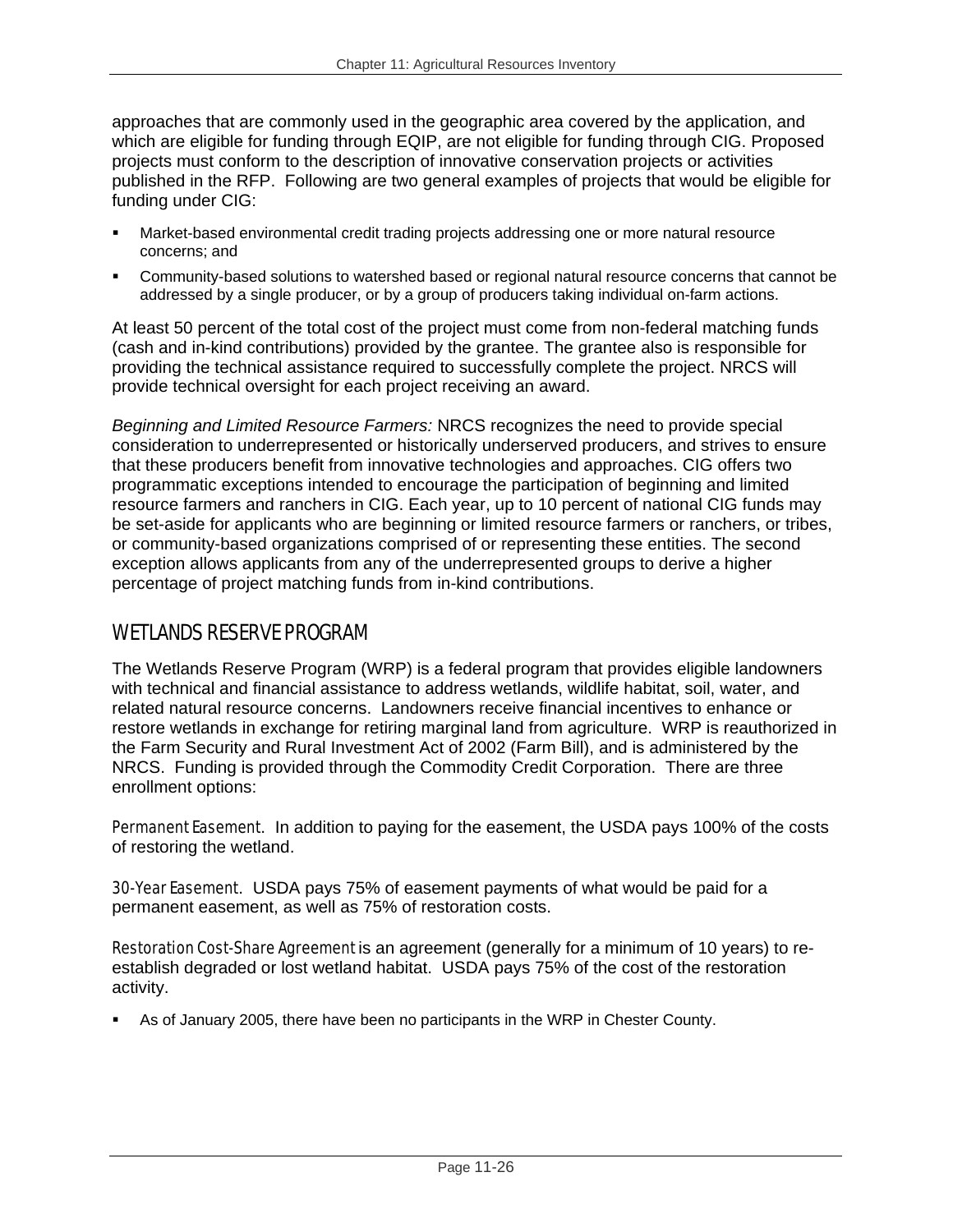approaches that are commonly used in the geographic area covered by the application, and which are eligible for funding through EQIP, are not eligible for funding through CIG. Proposed projects must conform to the description of innovative conservation projects or activities published in the RFP. Following are two general examples of projects that would be eligible for funding under CIG:

- Market-based environmental credit trading projects addressing one or more natural resource concerns; and
- Community-based solutions to watershed based or regional natural resource concerns that cannot be addressed by a single producer, or by a group of producers taking individual on-farm actions.

At least 50 percent of the total cost of the project must come from non-federal matching funds (cash and in-kind contributions) provided by the grantee. The grantee also is responsible for providing the technical assistance required to successfully complete the project. NRCS will provide technical oversight for each project receiving an award.

*Beginning and Limited Resource Farmers:* NRCS recognizes the need to provide special consideration to underrepresented or historically underserved producers, and strives to ensure that these producers benefit from innovative technologies and approaches. CIG offers two programmatic exceptions intended to encourage the participation of beginning and limited resource farmers and ranchers in CIG. Each year, up to 10 percent of national CIG funds may be set-aside for applicants who are beginning or limited resource farmers or ranchers, or tribes, or community-based organizations comprised of or representing these entities. The second exception allows applicants from any of the underrepresented groups to derive a higher percentage of project matching funds from in-kind contributions.

## WETLANDS RESERVE PROGRAM

The Wetlands Reserve Program (WRP) is a federal program that provides eligible landowners with technical and financial assistance to address wetlands, wildlife habitat, soil, water, and related natural resource concerns. Landowners receive financial incentives to enhance or restore wetlands in exchange for retiring marginal land from agriculture. WRP is reauthorized in the Farm Security and Rural Investment Act of 2002 (Farm Bill), and is administered by the NRCS. Funding is provided through the Commodity Credit Corporation. There are three enrollment options:

*Permanent Easement.* In addition to paying for the easement, the USDA pays 100% of the costs of restoring the wetland.

*30-Year Easement.* USDA pays 75% of easement payments of what would be paid for a permanent easement, as well as 75% of restoration costs.

*Restoration Cost-Share Agreement* is an agreement (generally for a minimum of 10 years) to re-establish degraded or lost wetland habitat. USDA pays 75% of the cost of the restoration activity.

- As of January 2005, there have been no participants in the WRP in Chester County.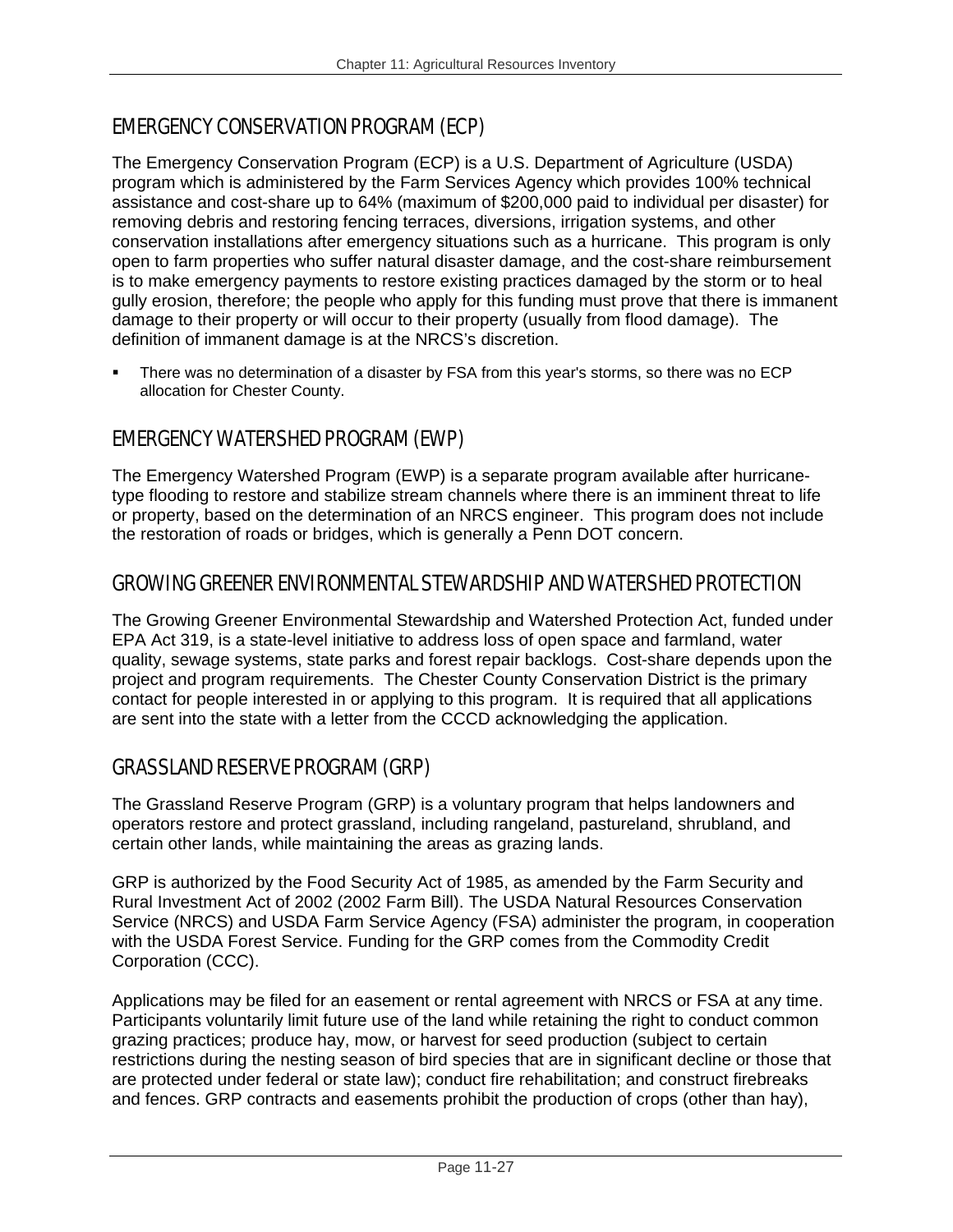## EMERGENCY CONSERVATION PROGRAM (ECP)

The Emergency Conservation Program (ECP) is a U.S. Department of Agriculture (USDA) program which is administered by the Farm Services Agency which provides 100% technical assistance and cost-share up to 64% (maximum of $200,000 paid to individual per disaster) for removing debris and restoring fencing terraces, diversions, irrigation systems, and other conservation installations after emergency situations such as a hurricane. This program is only open to farm properties who suffer natural disaster damage, and the cost-share reimbursement is to make emergency payments to restore existing practices damaged by the storm or to heal gully erosion, therefore; the people who apply for this funding must prove that there is immanent damage to their property or will occur to their property (usually from flood damage). The definition of immanent damage is at the NRCS's discretion.

- There was no determination of a disaster by FSA from this year's storms, so there was no ECP allocation for Chester County.

## EMERGENCY WATERSHED PROGRAM (EWP)

The Emergency Watershed Program (EWP) is a separate program available after hurricane-type flooding to restore and stabilize stream channels where there is an imminent threat to life or property, based on the determination of an NRCS engineer. This program does not include the restoration of roads or bridges, which is generally a Penn DOT concern.

## GROWING GREENER ENVIRONMENTAL STEWARDSHIP AND WATERSHED PROTECTION

The Growing Greener Environmental Stewardship and Watershed Protection Act, funded under EPA Act 319, is a state-level initiative to address loss of open space and farmland, water quality, sewage systems, state parks and forest repair backlogs. Cost-share depends upon the project and program requirements. The Chester County Conservation District is the primary contact for people interested in or applying to this program. It is required that all applications are sent into the state with a letter from the CCCD acknowledging the application.

## GRASSLAND RESERVE PROGRAM (GRP)

The Grassland Reserve Program (GRP) is a voluntary program that helps landowners and operators restore and protect grassland, including rangeland, pastureland, shrubland, and certain other lands, while maintaining the areas as grazing lands.

GRP is authorized by the Food Security Act of 1985, as amended by the Farm Security and Rural Investment Act of 2002 (2002 Farm Bill). The USDA Natural Resources Conservation Service (NRCS) and USDA Farm Service Agency (FSA) administer the program, in cooperation with the USDA Forest Service. Funding for the GRP comes from the Commodity Credit Corporation (CCC).

Applications may be filed for an easement or rental agreement with NRCS or FSA at any time. Participants voluntarily limit future use of the land while retaining the right to conduct common grazing practices; produce hay, mow, or harvest for seed production (subject to certain restrictions during the nesting season of bird species that are in significant decline or those that are protected under federal or state law); conduct fire rehabilitation; and construct firebreaks and fences. GRP contracts and easements prohibit the production of crops (other than hay),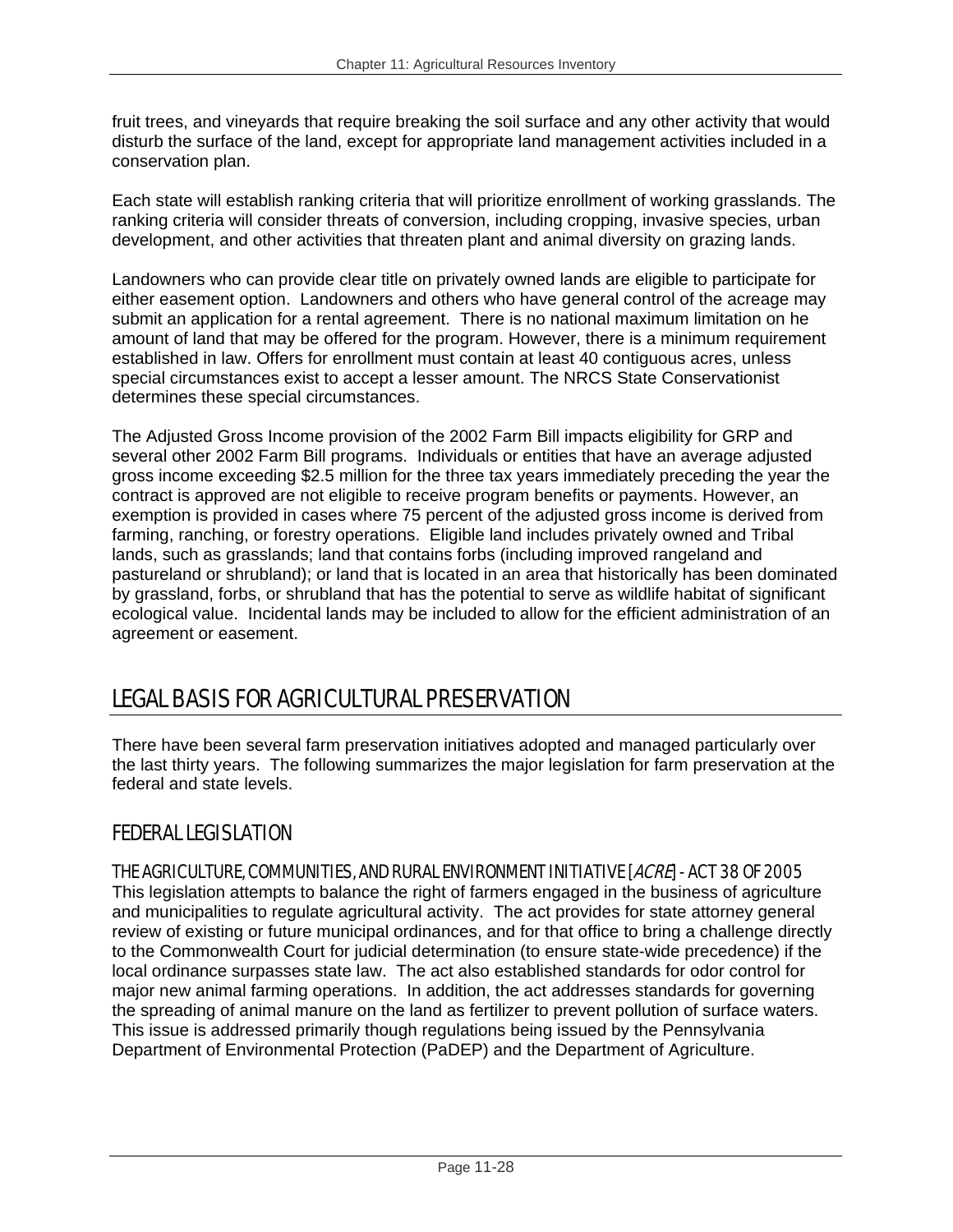fruit trees, and vineyards that require breaking the soil surface and any other activity that would disturb the surface of the land, except for appropriate land management activities included in a conservation plan.

Each state will establish ranking criteria that will prioritize enrollment of working grasslands. The ranking criteria will consider threats of conversion, including cropping, invasive species, urban development, and other activities that threaten plant and animal diversity on grazing lands.

Landowners who can provide clear title on privately owned lands are eligible to participate for either easement option. Landowners and others who have general control of the acreage may submit an application for a rental agreement. There is no national maximum limitation on he amount of land that may be offered for the program. However, there is a minimum requirement established in law. Offers for enrollment must contain at least 40 contiguous acres, unless special circumstances exist to accept a lesser amount. The NRCS State Conservationist determines these special circumstances.

The Adjusted Gross Income provision of the 2002 Farm Bill impacts eligibility for GRP and several other 2002 Farm Bill programs. Individuals or entities that have an average adjusted gross income exceeding $2.5 million for the three tax years immediately preceding the year the contract is approved are not eligible to receive program benefits or payments. However, an exemption is provided in cases where 75 percent of the adjusted gross income is derived from farming, ranching, or forestry operations. Eligible land includes privately owned and Tribal lands, such as grasslands; land that contains forbs (including improved rangeland and pastureland or shrubland); or land that is located in an area that historically has been dominated by grassland, forbs, or shrubland that has the potential to serve as wildlife habitat of significant ecological value. Incidental lands may be included to allow for the efficient administration of an agreement or easement.

## LEGAL BASIS FOR AGRICULTURAL PRESERVATION

There have been several farm preservation initiatives adopted and managed particularly over the last thirty years. The following summarizes the major legislation for farm preservation at the federal and state levels.

### FEDERAL LEGISLATION

#### THE AGRICULTURE, COMMUNITIES, AND RURAL ENVIRONMENT INITIATIVE [*ACRE*] - ACT 38 OF 2005

This legislation attempts to balance the right of farmers engaged in the business of agriculture and municipalities to regulate agricultural activity. The act provides for state attorney general review of existing or future municipal ordinances, and for that office to bring a challenge directly to the Commonwealth Court for judicial determination (to ensure state-wide precedence) if the local ordinance surpasses state law. The act also established standards for odor control for major new animal farming operations. In addition, the act addresses standards for governing the spreading of animal manure on the land as fertilizer to prevent pollution of surface waters. This issue is addressed primarily though regulations being issued by the Pennsylvania Department of Environmental Protection (PaDEP) and the Department of Agriculture.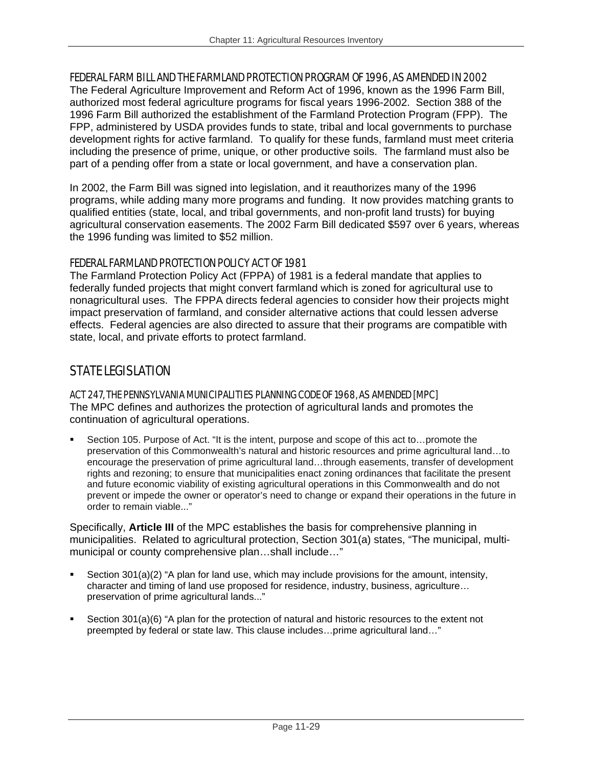### FEDERAL FARM BILL AND THE FARMLAND PROTECTION PROGRAM OF 1996, AS AMENDED IN 2002

The Federal Agriculture Improvement and Reform Act of 1996, known as the 1996 Farm Bill, authorized most federal agriculture programs for fiscal years 1996-2002. Section 388 of the 1996 Farm Bill authorized the establishment of the Farmland Protection Program (FPP). The FPP, administered by USDA provides funds to state, tribal and local governments to purchase development rights for active farmland. To qualify for these funds, farmland must meet criteria including the presence of prime, unique, or other productive soils. The farmland must also be part of a pending offer from a state or local government, and have a conservation plan.

In 2002, the Farm Bill was signed into legislation, and it reauthorizes many of the 1996 programs, while adding many more programs and funding. It now provides matching grants to qualified entities (state, local, and tribal governments, and non-profit land trusts) for buying agricultural conservation easements. The 2002 Farm Bill dedicated $597 over 6 years, whereas the 1996 funding was limited to $52 million.

### FEDERAL FARMLAND PROTECTION POLICY ACT OF 1981

The Farmland Protection Policy Act (FPPA) of 1981 is a federal mandate that applies to federally funded projects that might convert farmland which is zoned for agricultural use to nonagricultural uses. The FPPA directs federal agencies to consider how their projects might impact preservation of farmland, and consider alternative actions that could lessen adverse effects. Federal agencies are also directed to assure that their programs are compatible with state, local, and private efforts to protect farmland.

## STATE LEGISLATION

### ACT 247, THE PENNSYLVANIA MUNICIPALITIES PLANNING CODE OF 1968, AS AMENDED [MPC]

The MPC defines and authorizes the protection of agricultural lands and promotes the continuation of agricultural operations.

- Section 105. Purpose of Act. "It is the intent, purpose and scope of this act to…promote the preservation of this Commonwealth's natural and historic resources and prime agricultural land…to encourage the preservation of prime agricultural land…through easements, transfer of development rights and rezoning; to ensure that municipalities enact zoning ordinances that facilitate the present and future economic viability of existing agricultural operations in this Commonwealth and do not prevent or impede the owner or operator's need to change or expand their operations in the future in order to remain viable..."

Specifically, **Article III** of the MPC establishes the basis for comprehensive planning in municipalities. Related to agricultural protection, Section 301(a) states, "The municipal, multi-municipal or county comprehensive plan…shall include…"

- Section 301(a)(2) "A plan for land use, which may include provisions for the amount, intensity, character and timing of land use proposed for residence, industry, business, agriculture… preservation of prime agricultural lands..."

- Section 301(a)(6) "A plan for the protection of natural and historic resources to the extent not preempted by federal or state law. This clause includes…prime agricultural land…"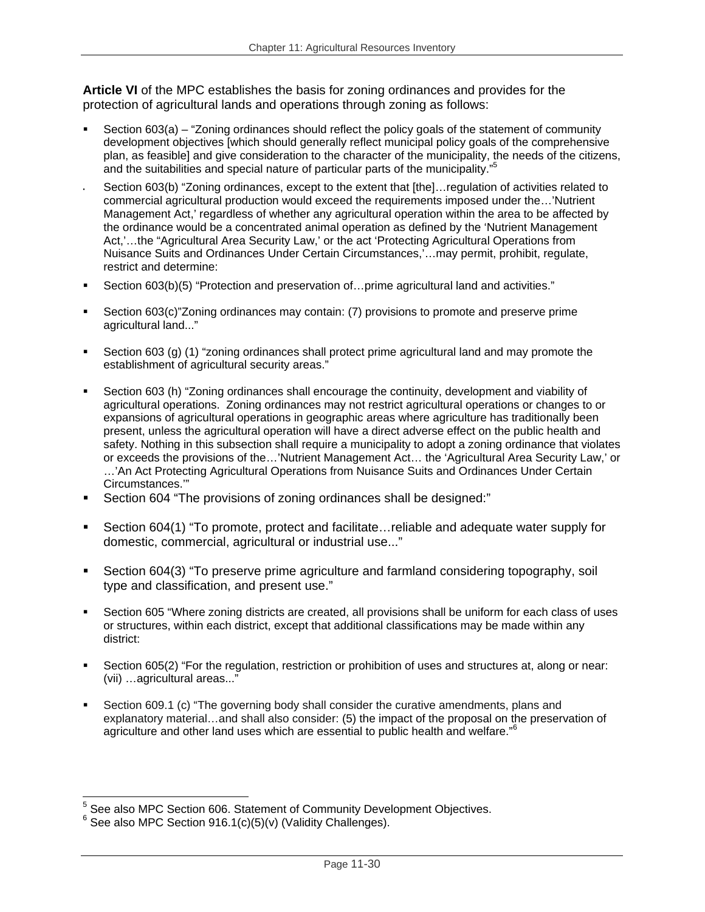**Article VI** of the MPC establishes the basis for zoning ordinances and provides for the protection of agricultural lands and operations through zoning as follows:

- Section 603(a) – "Zoning ordinances should reflect the policy goals of the statement of community development objectives [which should generally reflect municipal policy goals of the comprehensive plan, as feasible] and give consideration to the character of the municipality, the needs of the citizens, and the suitabilities and special nature of particular parts of the municipality."[5]
- Section 603(b) "Zoning ordinances, except to the extent that [the]…regulation of activities related to commercial agricultural production would exceed the requirements imposed under the…'Nutrient Management Act,' regardless of whether any agricultural operation within the area to be affected by the ordinance would be a concentrated animal operation as defined by the 'Nutrient Management Act,'…the "Agricultural Area Security Law,' or the act 'Protecting Agricultural Operations from Nuisance Suits and Ordinances Under Certain Circumstances,'…may permit, prohibit, regulate, restrict and determine:
- Section 603(b)(5) "Protection and preservation of…prime agricultural land and activities."
- Section 603(c)"Zoning ordinances may contain: (7) provisions to promote and preserve prime agricultural land..."
- Section 603 (g) (1) "zoning ordinances shall protect prime agricultural land and may promote the establishment of agricultural security areas."
- Section 603 (h) "Zoning ordinances shall encourage the continuity, development and viability of agricultural operations. Zoning ordinances may not restrict agricultural operations or changes to or expansions of agricultural operations in geographic areas where agriculture has traditionally been present, unless the agricultural operation will have a direct adverse effect on the public health and safety. Nothing in this subsection shall require a municipality to adopt a zoning ordinance that violates or exceeds the provisions of the…'Nutrient Management Act… the 'Agricultural Area Security Law,' or …'An Act Protecting Agricultural Operations from Nuisance Suits and Ordinances Under Certain Circumstances.'"
- Section 604 "The provisions of zoning ordinances shall be designed:"
- Section 604(1) "To promote, protect and facilitate…reliable and adequate water supply for domestic, commercial, agricultural or industrial use..."
- Section 604(3) "To preserve prime agriculture and farmland considering topography, soil type and classification, and present use."
- Section 605 "Where zoning districts are created, all provisions shall be uniform for each class of uses or structures, within each district, except that additional classifications may be made within any district:
- Section 605(2) "For the regulation, restriction or prohibition of uses and structures at, along or near: (vii) …agricultural areas..."
- Section 609.1 (c) "The governing body shall consider the curative amendments, plans and explanatory material…and shall also consider: (5) the impact of the proposal on the preservation of agriculture and other land uses which are essential to public health and welfare."[6]

---

[5] See also MPC Section 606. Statement of Community Development Objectives.

[6] See also MPC Section 916.1(c)(5)(v) (Validity Challenges).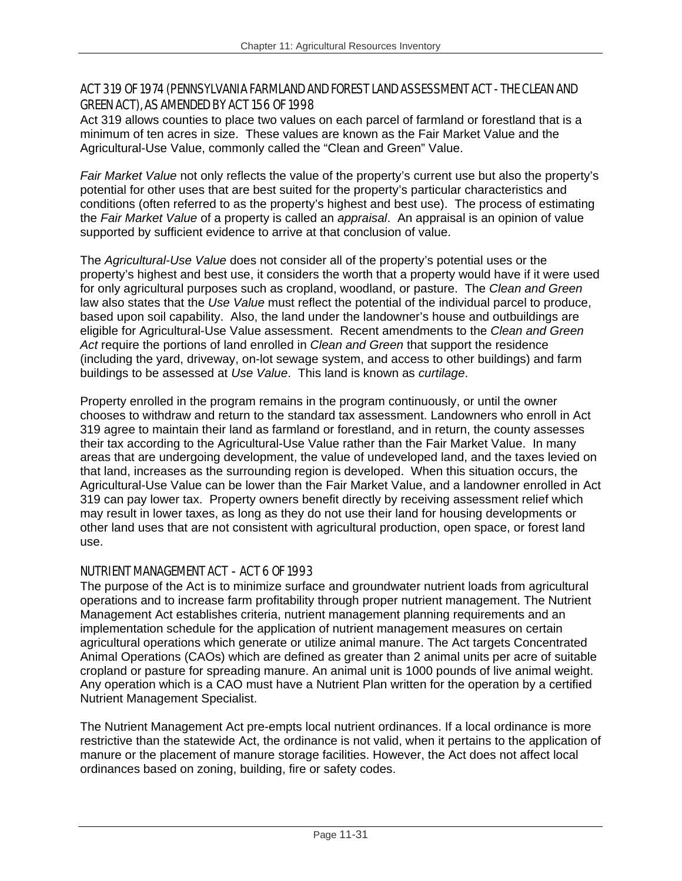## ACT 319 OF 1974 (PENNSYLVANIA FARMLAND AND FOREST LAND ASSESSMENT ACT - THE CLEAN AND GREEN ACT), AS AMENDED BY ACT 156 OF 1998

Act 319 allows counties to place two values on each parcel of farmland or forestland that is a minimum of ten acres in size. These values are known as the Fair Market Value and the Agricultural-Use Value, commonly called the "Clean and Green" Value.

*Fair Market Value* not only reflects the value of the property's current use but also the property's potential for other uses that are best suited for the property's particular characteristics and conditions (often referred to as the property's highest and best use). The process of estimating the *Fair Market Value* of a property is called an *appraisal*. An appraisal is an opinion of value supported by sufficient evidence to arrive at that conclusion of value.

The *Agricultural-Use Value* does not consider all of the property's potential uses or the property's highest and best use, it considers the worth that a property would have if it were used for only agricultural purposes such as cropland, woodland, or pasture. The *Clean and Green* law also states that the *Use Value* must reflect the potential of the individual parcel to produce, based upon soil capability. Also, the land under the landowner's house and outbuildings are eligible for Agricultural-Use Value assessment. Recent amendments to the *Clean and Green Act* require the portions of land enrolled in *Clean and Green* that support the residence (including the yard, driveway, on-lot sewage system, and access to other buildings) and farm buildings to be assessed at *Use Value*. This land is known as *curtilage*.

Property enrolled in the program remains in the program continuously, or until the owner chooses to withdraw and return to the standard tax assessment. Landowners who enroll in Act 319 agree to maintain their land as farmland or forestland, and in return, the county assesses their tax according to the Agricultural-Use Value rather than the Fair Market Value. In many areas that are undergoing development, the value of undeveloped land, and the taxes levied on that land, increases as the surrounding region is developed. When this situation occurs, the Agricultural-Use Value can be lower than the Fair Market Value, and a landowner enrolled in Act 319 can pay lower tax. Property owners benefit directly by receiving assessment relief which may result in lower taxes, as long as they do not use their land for housing developments or other land uses that are not consistent with agricultural production, open space, or forest land use.

## NUTRIENT MANAGEMENT ACT – ACT 6 OF 1993

The purpose of the Act is to minimize surface and groundwater nutrient loads from agricultural operations and to increase farm profitability through proper nutrient management. The Nutrient Management Act establishes criteria, nutrient management planning requirements and an implementation schedule for the application of nutrient management measures on certain agricultural operations which generate or utilize animal manure. The Act targets Concentrated Animal Operations (CAOs) which are defined as greater than 2 animal units per acre of suitable cropland or pasture for spreading manure. An animal unit is 1000 pounds of live animal weight. Any operation which is a CAO must have a Nutrient Plan written for the operation by a certified Nutrient Management Specialist.

The Nutrient Management Act pre-empts local nutrient ordinances. If a local ordinance is more restrictive than the statewide Act, the ordinance is not valid, when it pertains to the application of manure or the placement of manure storage facilities. However, the Act does not affect local ordinances based on zoning, building, fire or safety codes.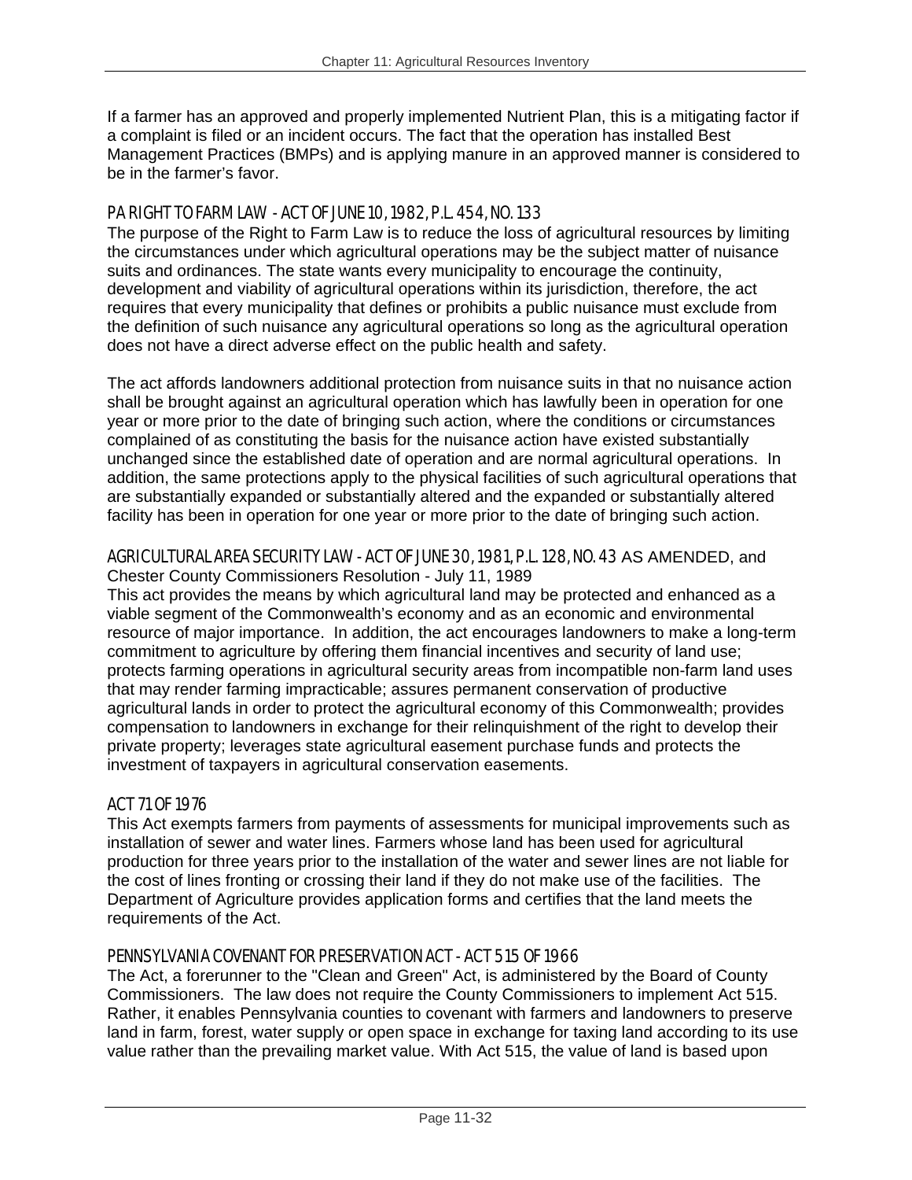If a farmer has an approved and properly implemented Nutrient Plan, this is a mitigating factor if a complaint is filed or an incident occurs. The fact that the operation has installed Best Management Practices (BMPs) and is applying manure in an approved manner is considered to be in the farmer's favor.

### PA RIGHT TO FARM LAW - ACT OF JUNE 10, 1982, P.L. 454, NO. 133

The purpose of the Right to Farm Law is to reduce the loss of agricultural resources by limiting the circumstances under which agricultural operations may be the subject matter of nuisance suits and ordinances. The state wants every municipality to encourage the continuity, development and viability of agricultural operations within its jurisdiction, therefore, the act requires that every municipality that defines or prohibits a public nuisance must exclude from the definition of such nuisance any agricultural operations so long as the agricultural operation does not have a direct adverse effect on the public health and safety.

The act affords landowners additional protection from nuisance suits in that no nuisance action shall be brought against an agricultural operation which has lawfully been in operation for one year or more prior to the date of bringing such action, where the conditions or circumstances complained of as constituting the basis for the nuisance action have existed substantially unchanged since the established date of operation and are normal agricultural operations. In addition, the same protections apply to the physical facilities of such agricultural operations that are substantially expanded or substantially altered and the expanded or substantially altered facility has been in operation for one year or more prior to the date of bringing such action.

### AGRICULTURAL AREA SECURITY LAW - ACT OF JUNE 30, 1981, P.L. 128, NO. 43 AS AMENDED, and Chester County Commissioners Resolution - July 11, 1989

This act provides the means by which agricultural land may be protected and enhanced as a viable segment of the Commonwealth's economy and as an economic and environmental resource of major importance. In addition, the act encourages landowners to make a long-term commitment to agriculture by offering them financial incentives and security of land use; protects farming operations in agricultural security areas from incompatible non-farm land uses that may render farming impracticable; assures permanent conservation of productive agricultural lands in order to protect the agricultural economy of this Commonwealth; provides compensation to landowners in exchange for their relinquishment of the right to develop their private property; leverages state agricultural easement purchase funds and protects the investment of taxpayers in agricultural conservation easements.

### ACT 71 OF 1976

This Act exempts farmers from payments of assessments for municipal improvements such as installation of sewer and water lines. Farmers whose land has been used for agricultural production for three years prior to the installation of the water and sewer lines are not liable for the cost of lines fronting or crossing their land if they do not make use of the facilities. The Department of Agriculture provides application forms and certifies that the land meets the requirements of the Act.

### PENNSYLVANIA COVENANT FOR PRESERVATION ACT - ACT 515 OF 1966

The Act, a forerunner to the "Clean and Green" Act, is administered by the Board of County Commissioners. The law does not require the County Commissioners to implement Act 515. Rather, it enables Pennsylvania counties to covenant with farmers and landowners to preserve land in farm, forest, water supply or open space in exchange for taxing land according to its use value rather than the prevailing market value. With Act 515, the value of land is based upon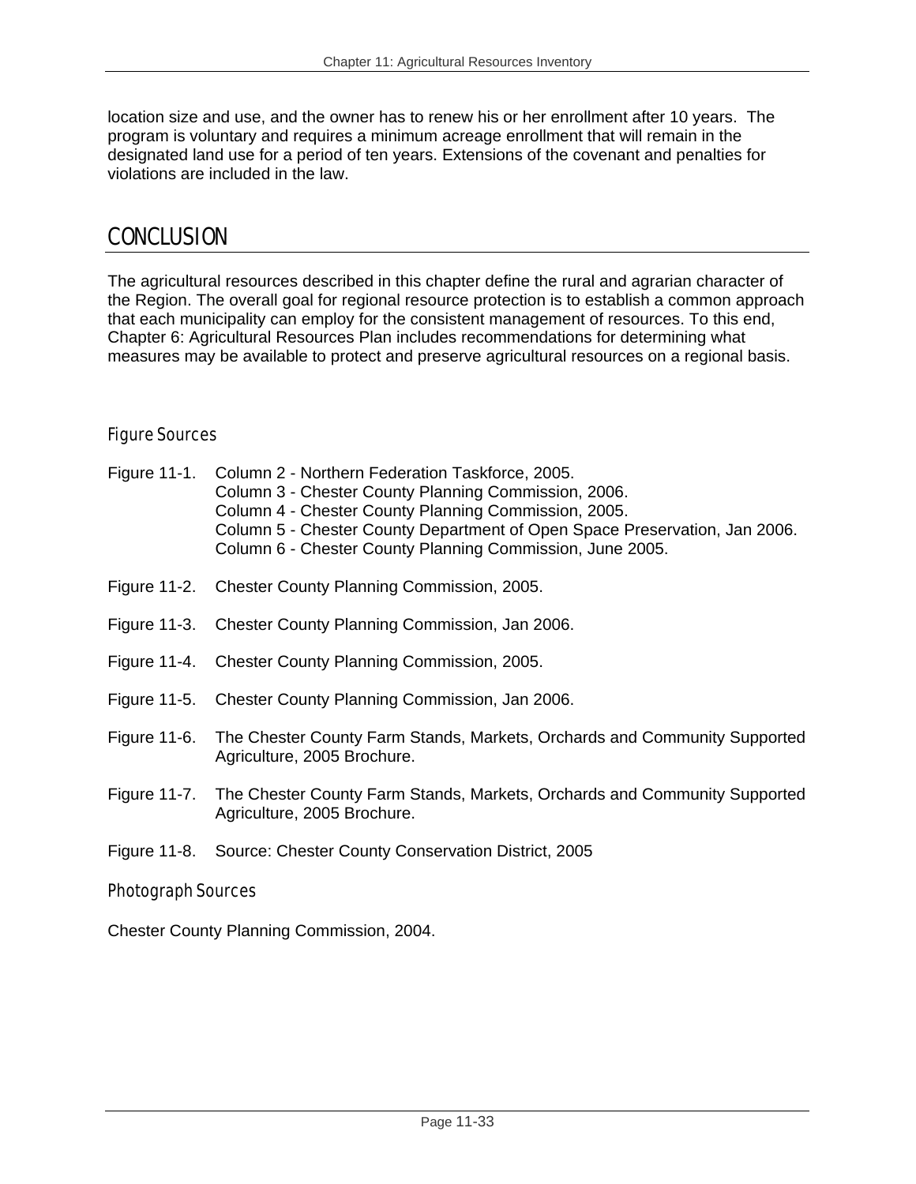location size and use, and the owner has to renew his or her enrollment after 10 years. The program is voluntary and requires a minimum acreage enrollment that will remain in the designated land use for a period of ten years. Extensions of the covenant and penalties for violations are included in the law.

## CONCLUSION

The agricultural resources described in this chapter define the rural and agrarian character of the Region. The overall goal for regional resource protection is to establish a common approach that each municipality can employ for the consistent management of resources. To this end, Chapter 6: Agricultural Resources Plan includes recommendations for determining what measures may be available to protect and preserve agricultural resources on a regional basis.

### Figure Sources

Figure 11-1. Column 2 - Northern Federation Taskforce, 2005.
Column 3 - Chester County Planning Commission, 2006.
Column 4 - Chester County Planning Commission, 2005.
Column 5 - Chester County Department of Open Space Preservation, Jan 2006.
Column 6 - Chester County Planning Commission, June 2005.

Figure 11-2. Chester County Planning Commission, 2005.

Figure 11-3. Chester County Planning Commission, Jan 2006.

Figure 11-4. Chester County Planning Commission, 2005.

Figure 11-5. Chester County Planning Commission, Jan 2006.

Figure 11-6. The Chester County Farm Stands, Markets, Orchards and Community Supported Agriculture, 2005 Brochure.

Figure 11-7. The Chester County Farm Stands, Markets, Orchards and Community Supported Agriculture, 2005 Brochure.

Figure 11-8. Source: Chester County Conservation District, 2005

### Photograph Sources

Chester County Planning Commission, 2004.